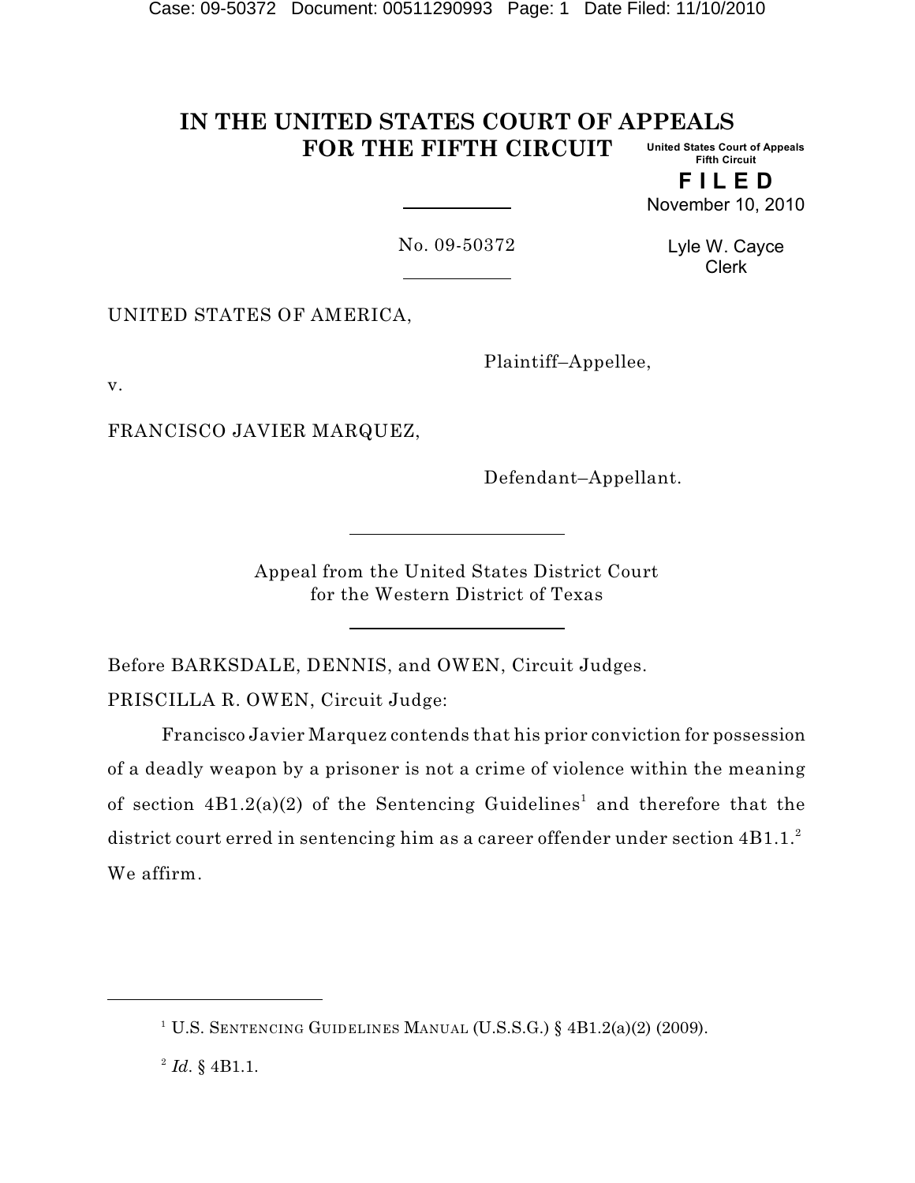# IN THE UNITED STATES COURT OF APPEALS FOR THE FIFTH CIRCUIT

United States Court of Appeals
Fifth Circuit

**F I L E D**

November 10, 2010

Lyle W. Cayce
Clerk

No. 09-50372

UNITED STATES OF AMERICA,

Plaintiff–Appellee,

v.

FRANCISCO JAVIER MARQUEZ,

Defendant–Appellant.

Appeal from the United States District Court
for the Western District of Texas

Before BARKSDALE, DENNIS, and OWEN, Circuit Judges.

PRISCILLA R. OWEN, Circuit Judge:

Francisco Javier Marquez contends that his prior conviction for possession of a deadly weapon by a prisoner is not a crime of violence within the meaning of section 4B1.2(a)(2) of the Sentencing Guidelines[1] and therefore that the district court erred in sentencing him as a career offender under section 4B1.1.[2] We affirm.

---

[1] U.S. SENTENCING GUIDELINES MANUAL (U.S.S.G.) § 4B1.2(a)(2) (2009).

[2] *Id.* § 4B1.1.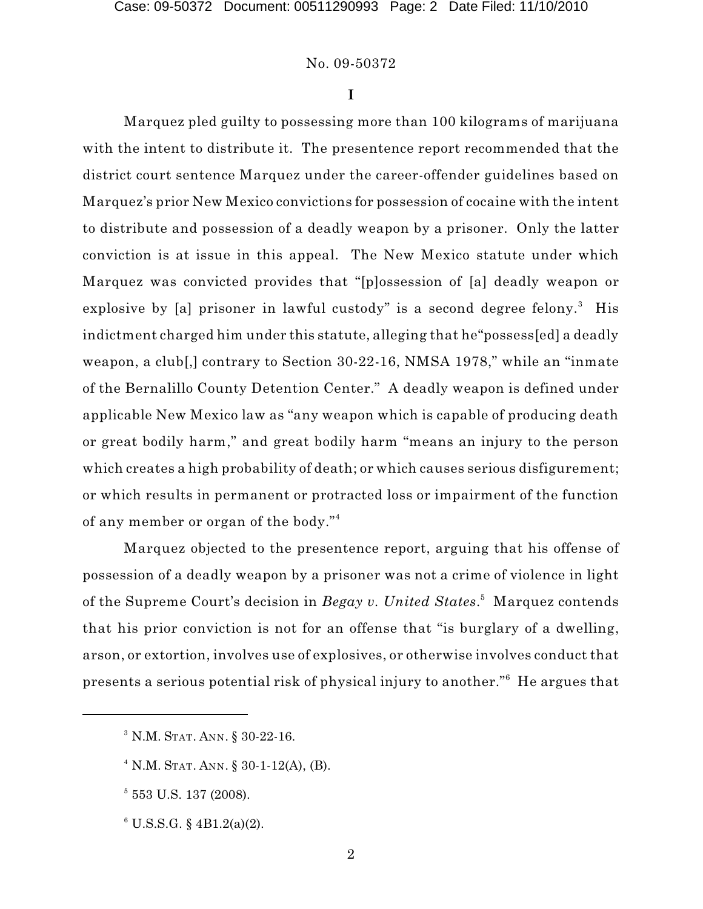## I

Marquez pled guilty to possessing more than 100 kilograms of marijuana with the intent to distribute it. The presentence report recommended that the district court sentence Marquez under the career-offender guidelines based on Marquez's prior New Mexico convictions for possession of cocaine with the intent to distribute and possession of a deadly weapon by a prisoner. Only the latter conviction is at issue in this appeal. The New Mexico statute under which Marquez was convicted provides that "[p]ossession of [a] deadly weapon or explosive by [a] prisoner in lawful custody" is a second degree felony.[3] His indictment charged him under this statute, alleging that he"possess[ed] a deadly weapon, a club[,] contrary to Section 30-22-16, NMSA 1978," while an "inmate of the Bernalillo County Detention Center." A deadly weapon is defined under applicable New Mexico law as "any weapon which is capable of producing death or great bodily harm," and great bodily harm "means an injury to the person which creates a high probability of death; or which causes serious disfigurement; or which results in permanent or protracted loss or impairment of the function of any member or organ of the body."[4]

Marquez objected to the presentence report, arguing that his offense of possession of a deadly weapon by a prisoner was not a crime of violence in light of the Supreme Court's decision in *Begay v. United States*.[5] Marquez contends that his prior conviction is not for an offense that "is burglary of a dwelling, arson, or extortion, involves use of explosives, or otherwise involves conduct that presents a serious potential risk of physical injury to another."[6] He argues that

---

[3] N.M. STAT. ANN. § 30-22-16.

[4] N.M. STAT. ANN. § 30-1-12(A), (B).

[5] 553 U.S. 137 (2008).

[6] U.S.S.G. § 4B1.2(a)(2).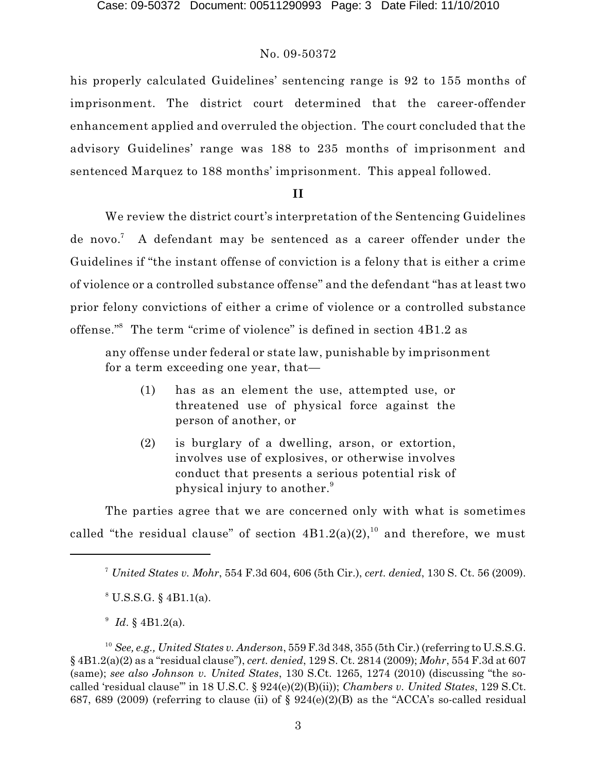his properly calculated Guidelines' sentencing range is 92 to 155 months of imprisonment. The district court determined that the career-offender enhancement applied and overruled the objection. The court concluded that the advisory Guidelines' range was 188 to 235 months of imprisonment and sentenced Marquez to 188 months' imprisonment. This appeal followed.

**II**

We review the district court's interpretation of the Sentencing Guidelines de novo.[7] A defendant may be sentenced as a career offender under the Guidelines if "the instant offense of conviction is a felony that is either a crime of violence or a controlled substance offense" and the defendant "has at least two prior felony convictions of either a crime of violence or a controlled substance offense."[8] The term "crime of violence" is defined in section 4B1.2 as

> any offense under federal or state law, punishable by imprisonment for a term exceeding one year, that—
>
> (1) has as an element the use, attempted use, or threatened use of physical force against the person of another, or
>
> (2) is burglary of a dwelling, arson, or extortion, involves use of explosives, or otherwise involves conduct that presents a serious potential risk of physical injury to another.[9]

The parties agree that we are concerned only with what is sometimes called "the residual clause" of section 4B1.2(a)(2),[10] and therefore, we must

---

[7] *United States v. Mohr*, 554 F.3d 604, 606 (5th Cir.), *cert. denied*, 130 S. Ct. 56 (2009).

[8] U.S.S.G. § 4B1.1(a).

[9] *Id*. § 4B1.2(a).

[10] *See, e.g., United States v. Anderson*, 559 F.3d 348, 355 (5th Cir.) (referring to U.S.S.G. § 4B1.2(a)(2) as a "residual clause"), *cert. denied*, 129 S. Ct. 2814 (2009); *Mohr*, 554 F.3d at 607 (same); *see also Johnson v. United States*, 130 S.Ct. 1265, 1274 (2010) (discussing "the so-called 'residual clause'" in 18 U.S.C. § 924(e)(2)(B)(ii)); *Chambers v. United States*, 129 S.Ct. 687, 689 (2009) (referring to clause (ii) of § 924(e)(2)(B) as the "ACCA's so-called residual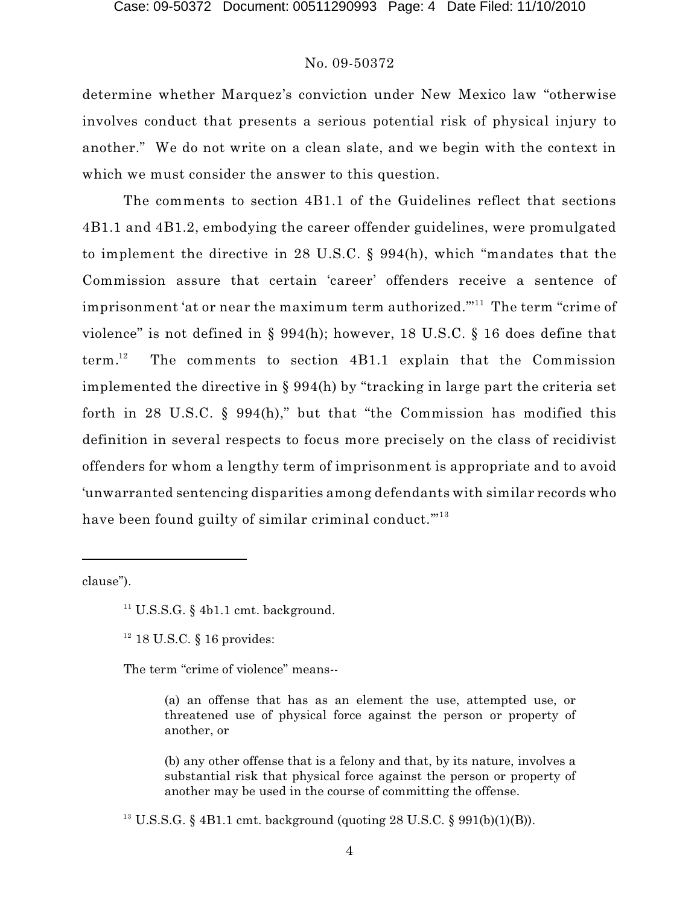determine whether Marquez's conviction under New Mexico law "otherwise involves conduct that presents a serious potential risk of physical injury to another." We do not write on a clean slate, and we begin with the context in which we must consider the answer to this question.

The comments to section 4B1.1 of the Guidelines reflect that sections 4B1.1 and 4B1.2, embodying the career offender guidelines, were promulgated to implement the directive in 28 U.S.C. § 994(h), which "mandates that the Commission assure that certain 'career' offenders receive a sentence of imprisonment 'at or near the maximum term authorized.'"[11] The term "crime of violence" is not defined in § 994(h); however, 18 U.S.C. § 16 does define that term.[12] The comments to section 4B1.1 explain that the Commission implemented the directive in § 994(h) by "tracking in large part the criteria set forth in 28 U.S.C. § 994(h)," but that "the Commission has modified this definition in several respects to focus more precisely on the class of recidivist offenders for whom a lengthy term of imprisonment is appropriate and to avoid 'unwarranted sentencing disparities among defendants with similar records who have been found guilty of similar criminal conduct.'"[13]

---

clause").

[11] U.S.S.G. § 4b1.1 cmt. background.

[12] 18 U.S.C. § 16 provides:

The term "crime of violence" means--

> (a) an offense that has as an element the use, attempted use, or threatened use of physical force against the person or property of another, or
>
> (b) any other offense that is a felony and that, by its nature, involves a substantial risk that physical force against the person or property of another may be used in the course of committing the offense.

[13] U.S.S.G. § 4B1.1 cmt. background (quoting 28 U.S.C. § 991(b)(1)(B)).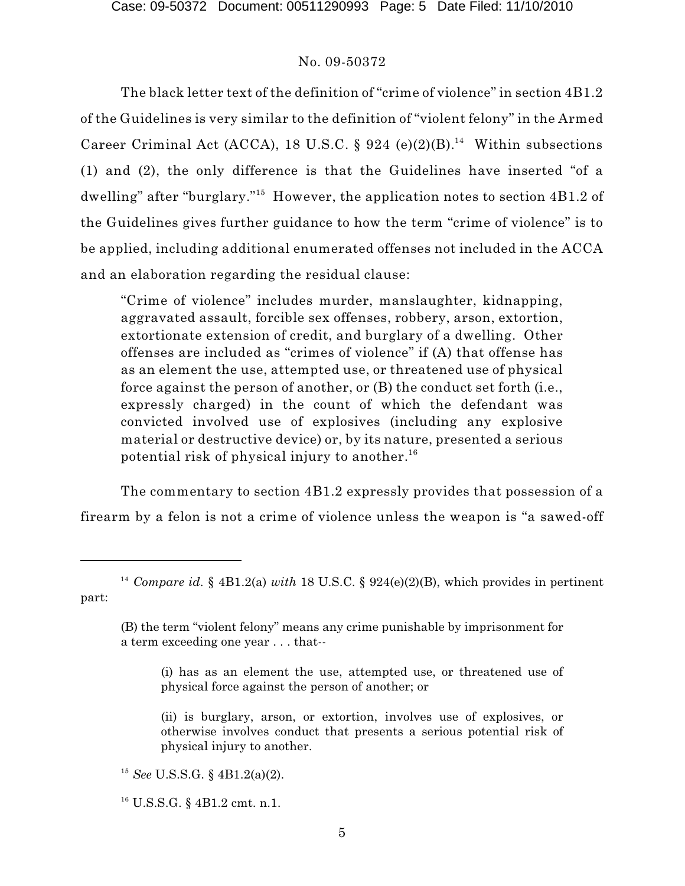The black letter text of the definition of "crime of violence" in section 4B1.2 of the Guidelines is very similar to the definition of "violent felony" in the Armed Career Criminal Act (ACCA), 18 U.S.C. § 924 (e)(2)(B).[14] Within subsections (1) and (2), the only difference is that the Guidelines have inserted "of a dwelling" after "burglary."[15] However, the application notes to section 4B1.2 of the Guidelines gives further guidance to how the term "crime of violence" is to be applied, including additional enumerated offenses not included in the ACCA and an elaboration regarding the residual clause:

> "Crime of violence" includes murder, manslaughter, kidnapping, aggravated assault, forcible sex offenses, robbery, arson, extortion, extortionate extension of credit, and burglary of a dwelling. Other offenses are included as "crimes of violence" if (A) that offense has as an element the use, attempted use, or threatened use of physical force against the person of another, or (B) the conduct set forth (i.e., expressly charged) in the count of which the defendant was convicted involved use of explosives (including any explosive material or destructive device) or, by its nature, presented a serious potential risk of physical injury to another.[16]

The commentary to section 4B1.2 expressly provides that possession of a firearm by a felon is not a crime of violence unless the weapon is "a sawed-off

---

[14] *Compare id.* § 4B1.2(a) *with* 18 U.S.C. § 924(e)(2)(B), which provides in pertinent part:

> (B) the term "violent felony" means any crime punishable by imprisonment for a term exceeding one year . . . that--
>
> > (i) has as an element the use, attempted use, or threatened use of physical force against the person of another; or
> >
> > (ii) is burglary, arson, or extortion, involves use of explosives, or otherwise involves conduct that presents a serious potential risk of physical injury to another.

[15] *See* U.S.S.G. § 4B1.2(a)(2).

[16] U.S.S.G. § 4B1.2 cmt. n.1.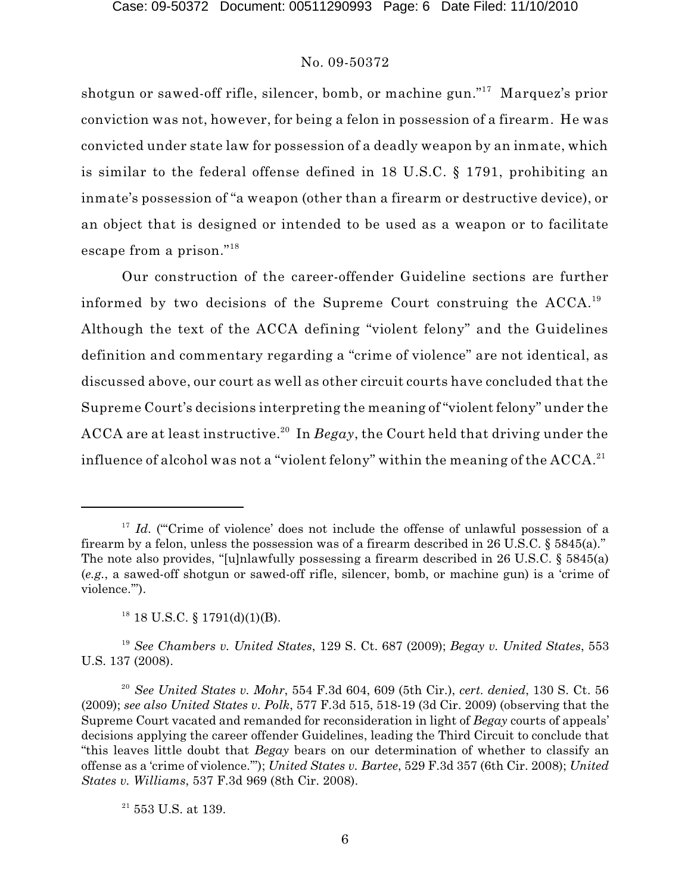shotgun or sawed-off rifle, silencer, bomb, or machine gun."[17] Marquez's prior conviction was not, however, for being a felon in possession of a firearm. He was convicted under state law for possession of a deadly weapon by an inmate, which is similar to the federal offense defined in 18 U.S.C. § 1791, prohibiting an inmate's possession of "a weapon (other than a firearm or destructive device), or an object that is designed or intended to be used as a weapon or to facilitate escape from a prison."[18]

Our construction of the career-offender Guideline sections are further informed by two decisions of the Supreme Court construing the ACCA.[19] Although the text of the ACCA defining "violent felony" and the Guidelines definition and commentary regarding a "crime of violence" are not identical, as discussed above, our court as well as other circuit courts have concluded that the Supreme Court's decisions interpreting the meaning of "violent felony" under the ACCA are at least instructive.[20] In *Begay*, the Court held that driving under the influence of alcohol was not a "violent felony" within the meaning of the ACCA.[21]

---

[17] *Id.* ("'Crime of violence' does not include the offense of unlawful possession of a firearm by a felon, unless the possession was of a firearm described in 26 U.S.C. § 5845(a)." The note also provides, "[u]nlawfully possessing a firearm described in 26 U.S.C. § 5845(a) (*e.g.*, a sawed-off shotgun or sawed-off rifle, silencer, bomb, or machine gun) is a 'crime of violence.'").

[18] 18 U.S.C. § 1791(d)(1)(B).

[19] *See Chambers v. United States*, 129 S. Ct. 687 (2009); *Begay v. United States*, 553 U.S. 137 (2008).

[20] *See United States v. Mohr*, 554 F.3d 604, 609 (5th Cir.), *cert. denied*, 130 S. Ct. 56 (2009); *see also United States v. Polk*, 577 F.3d 515, 518-19 (3d Cir. 2009) (observing that the Supreme Court vacated and remanded for reconsideration in light of *Begay* courts of appeals' decisions applying the career offender Guidelines, leading the Third Circuit to conclude that "this leaves little doubt that *Begay* bears on our determination of whether to classify an offense as a 'crime of violence.'"); *United States v. Bartee*, 529 F.3d 357 (6th Cir. 2008); *United States v. Williams*, 537 F.3d 969 (8th Cir. 2008).

[21] 553 U.S. at 139.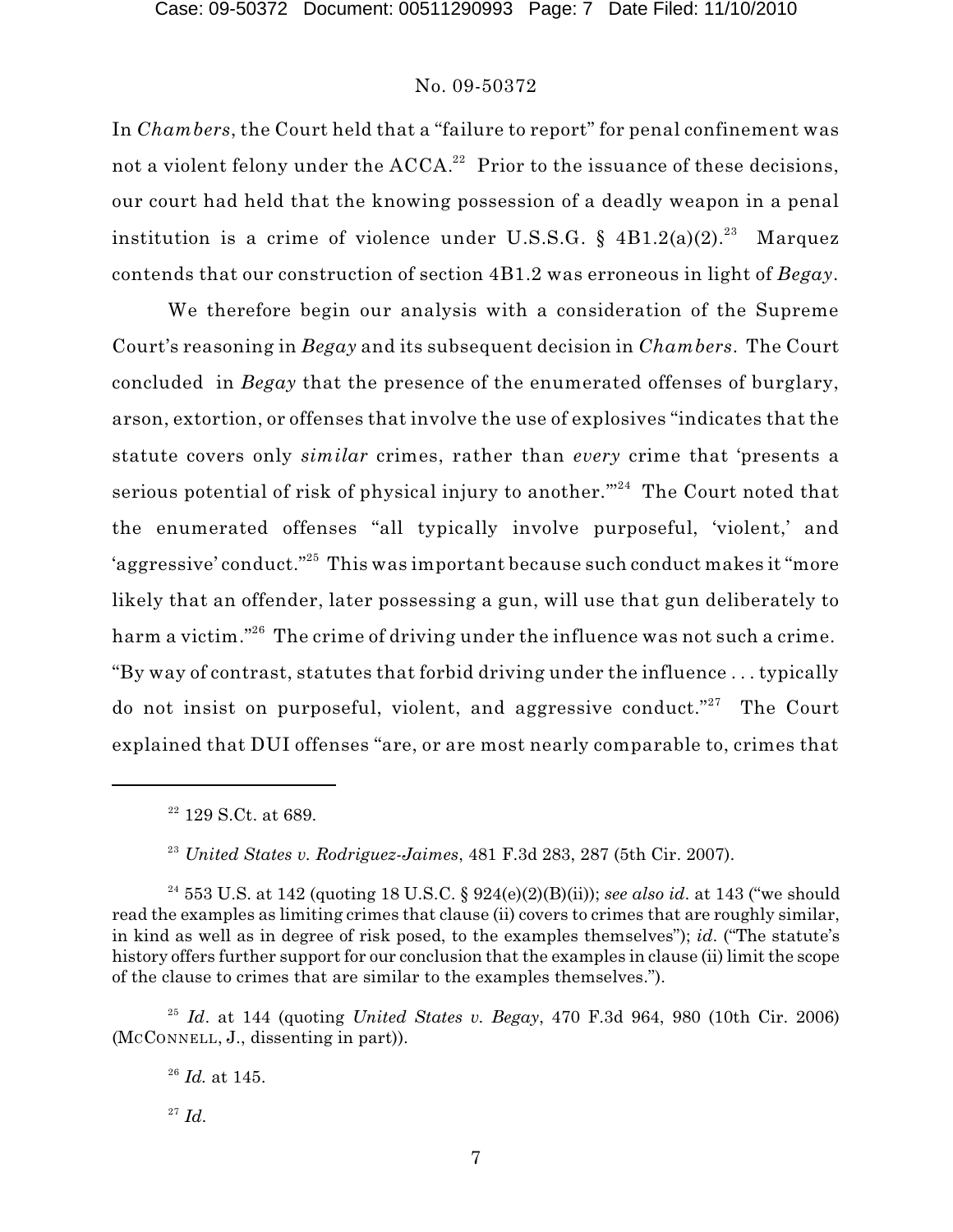In *Chambers*, the Court held that a "failure to report" for penal confinement was not a violent felony under the ACCA.[22] Prior to the issuance of these decisions, our court had held that the knowing possession of a deadly weapon in a penal institution is a crime of violence under U.S.S.G. § 4B1.2(a)(2).[23] Marquez contends that our construction of section 4B1.2 was erroneous in light of *Begay*.

We therefore begin our analysis with a consideration of the Supreme Court's reasoning in *Begay* and its subsequent decision in *Chambers*. The Court concluded in *Begay* that the presence of the enumerated offenses of burglary, arson, extortion, or offenses that involve the use of explosives "indicates that the statute covers only *similar* crimes, rather than *every* crime that 'presents a serious potential of risk of physical injury to another.'"[24] The Court noted that the enumerated offenses "all typically involve purposeful, 'violent,' and 'aggressive' conduct."[25] This was important because such conduct makes it "more likely that an offender, later possessing a gun, will use that gun deliberately to harm a victim."[26] The crime of driving under the influence was not such a crime. "By way of contrast, statutes that forbid driving under the influence . . . typically do not insist on purposeful, violent, and aggressive conduct."[27] The Court explained that DUI offenses "are, or are most nearly comparable to, crimes that

---

[22] 129 S.Ct. at 689.

[23] *United States v. Rodriguez-Jaimes*, 481 F.3d 283, 287 (5th Cir. 2007).

[24] 553 U.S. at 142 (quoting 18 U.S.C. § 924(e)(2)(B)(ii)); *see also id.* at 143 ("we should read the examples as limiting crimes that clause (ii) covers to crimes that are roughly similar, in kind as well as in degree of risk posed, to the examples themselves"); *id.* ("The statute's history offers further support for our conclusion that the examples in clause (ii) limit the scope of the clause to crimes that are similar to the examples themselves.").

[25] *Id*. at 144 (quoting *United States v. Begay*, 470 F.3d 964, 980 (10th Cir. 2006) (McCONNELL, J., dissenting in part)).

[26] *Id.* at 145.

[27] *Id.*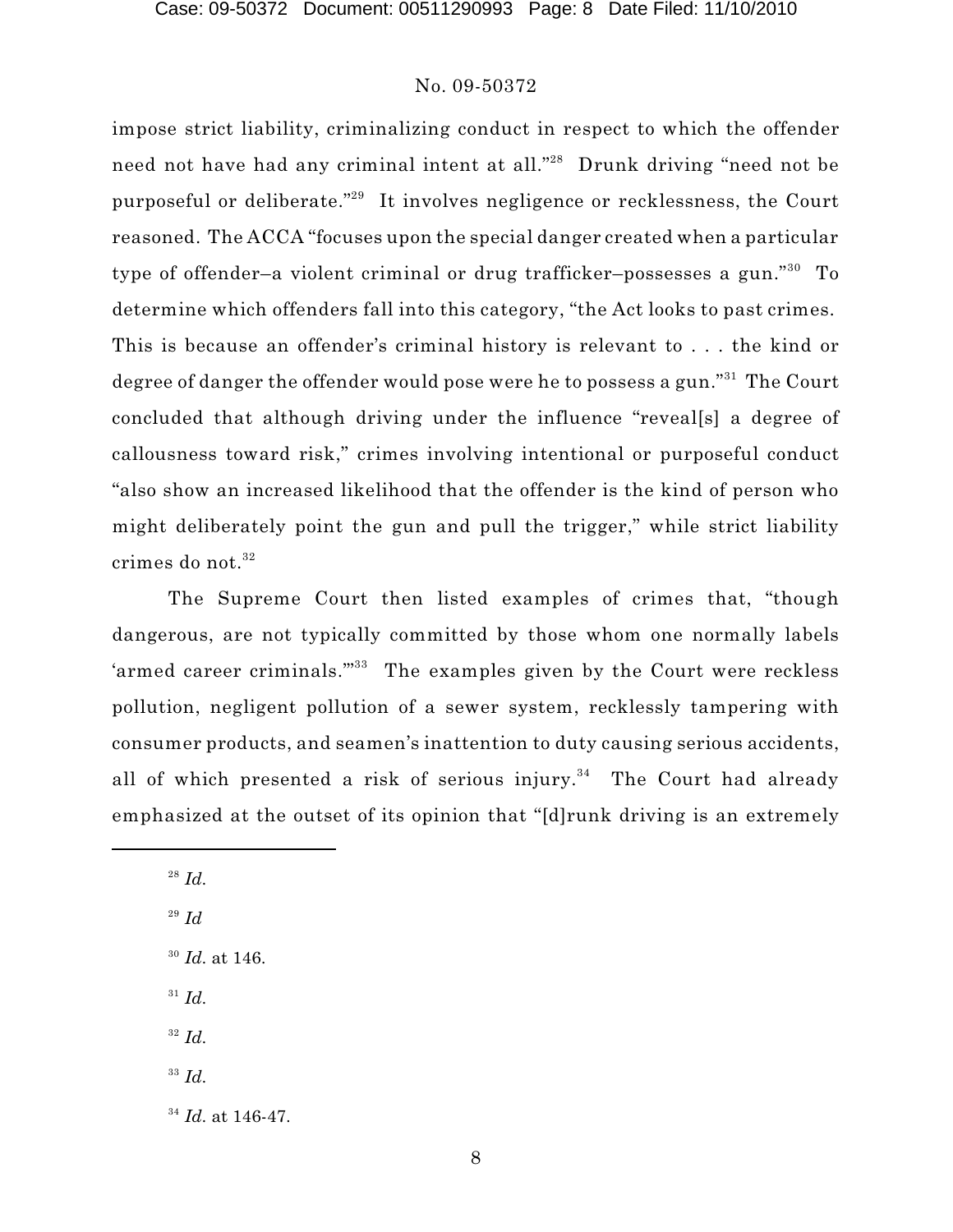impose strict liability, criminalizing conduct in respect to which the offender need not have had any criminal intent at all."[28] Drunk driving "need not be purposeful or deliberate."[29] It involves negligence or recklessness, the Court reasoned. The ACCA "focuses upon the special danger created when a particular type of offender–a violent criminal or drug trafficker–possesses a gun."[30] To determine which offenders fall into this category, "the Act looks to past crimes. This is because an offender's criminal history is relevant to . . . the kind or degree of danger the offender would pose were he to possess a gun."[31] The Court concluded that although driving under the influence "reveal[s] a degree of callousness toward risk," crimes involving intentional or purposeful conduct "also show an increased likelihood that the offender is the kind of person who might deliberately point the gun and pull the trigger," while strict liability crimes do not.[32]

The Supreme Court then listed examples of crimes that, "though dangerous, are not typically committed by those whom one normally labels 'armed career criminals.'"[33] The examples given by the Court were reckless pollution, negligent pollution of a sewer system, recklessly tampering with consumer products, and seamen's inattention to duty causing serious accidents, all of which presented a risk of serious injury.[34] The Court had already emphasized at the outset of its opinion that "[d]runk driving is an extremely

---

[28] *Id.*

[29] *Id*

[30] *Id.* at 146.

[31] *Id.*

[32] *Id.*

[33] *Id.*

[34] *Id.* at 146-47.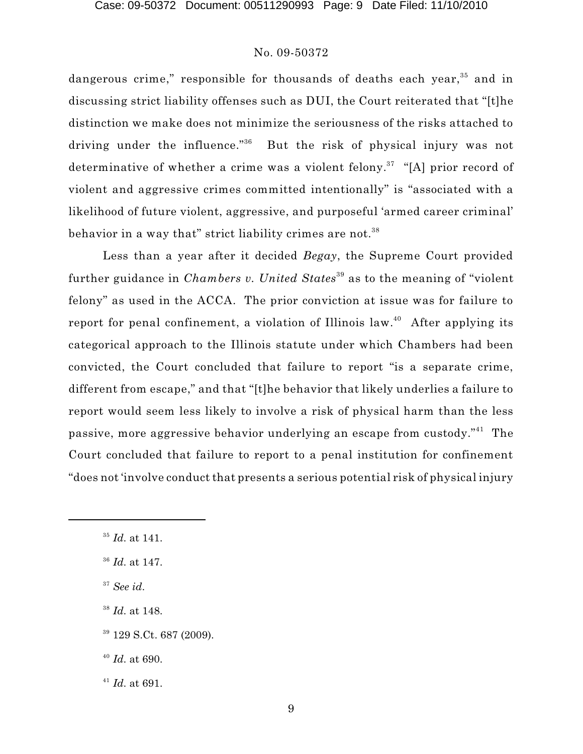dangerous crime," responsible for thousands of deaths each year,[35] and in discussing strict liability offenses such as DUI, the Court reiterated that "[t]he distinction we make does not minimize the seriousness of the risks attached to driving under the influence."[36] But the risk of physical injury was not determinative of whether a crime was a violent felony.[37] "[A] prior record of violent and aggressive crimes committed intentionally" is "associated with a likelihood of future violent, aggressive, and purposeful 'armed career criminal' behavior in a way that" strict liability crimes are not.[38]

Less than a year after it decided *Begay*, the Supreme Court provided further guidance in *Chambers v. United States*[39] as to the meaning of "violent felony" as used in the ACCA. The prior conviction at issue was for failure to report for penal confinement, a violation of Illinois law.[40] After applying its categorical approach to the Illinois statute under which Chambers had been convicted, the Court concluded that failure to report "is a separate crime, different from escape," and that "[t]he behavior that likely underlies a failure to report would seem less likely to involve a risk of physical harm than the less passive, more aggressive behavior underlying an escape from custody."[41] The Court concluded that failure to report to a penal institution for confinement "does not 'involve conduct that presents a serious potential risk of physical injury

---

[35] *Id.* at 141.

[36] *Id.* at 147.

[37] *See id.*

[38] *Id.* at 148.

[39] 129 S.Ct. 687 (2009).

[40] *Id.* at 690.

[41] *Id.* at 691.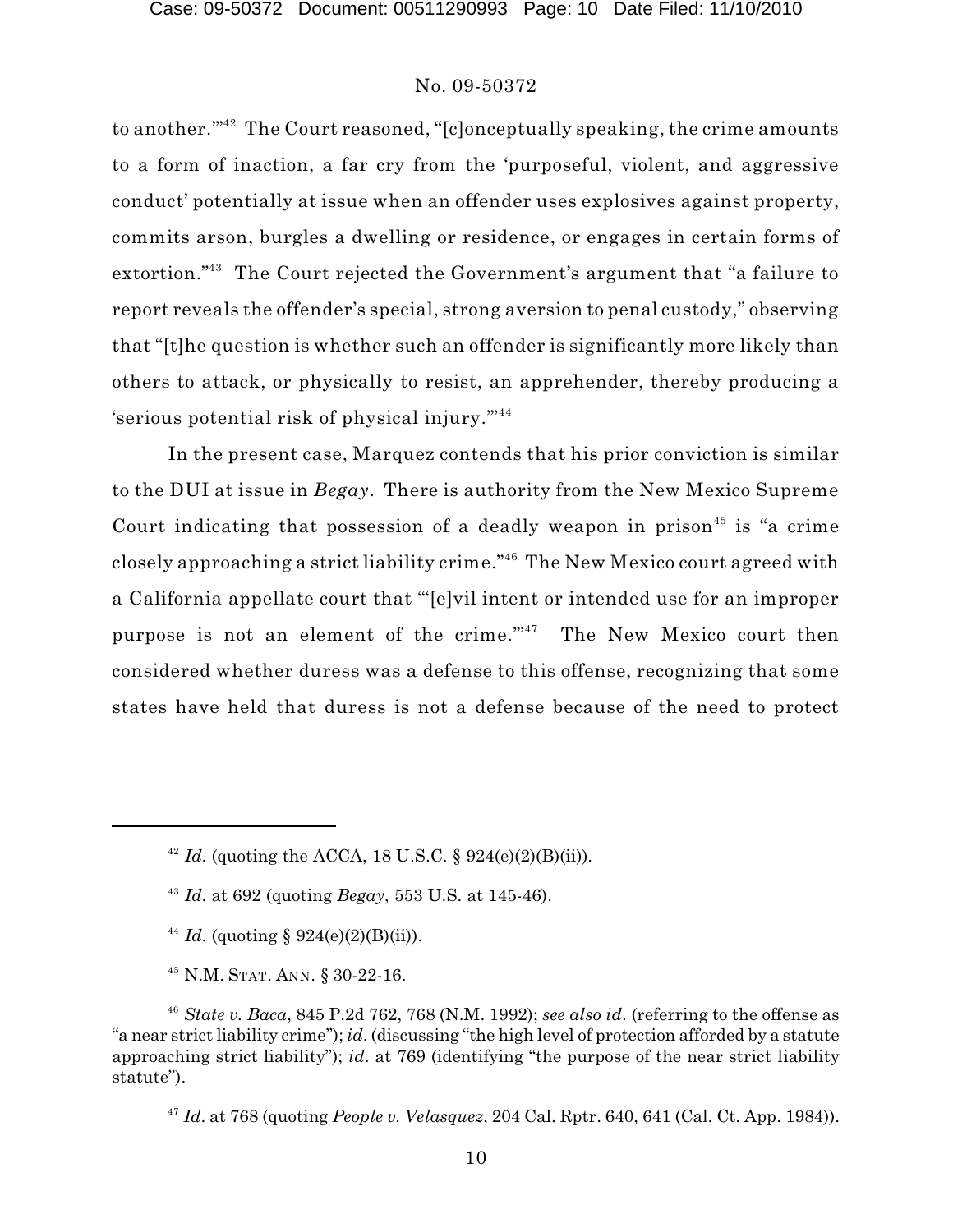to another.'"[42] The Court reasoned, "[c]onceptually speaking, the crime amounts to a form of inaction, a far cry from the 'purposeful, violent, and aggressive conduct' potentially at issue when an offender uses explosives against property, commits arson, burgles a dwelling or residence, or engages in certain forms of extortion."[43] The Court rejected the Government's argument that "a failure to report reveals the offender's special, strong aversion to penal custody," observing that "[t]he question is whether such an offender is significantly more likely than others to attack, or physically to resist, an apprehender, thereby producing a 'serious potential risk of physical injury.'"[44]

In the present case, Marquez contends that his prior conviction is similar to the DUI at issue in *Begay*. There is authority from the New Mexico Supreme Court indicating that possession of a deadly weapon in prison[45] is "a crime closely approaching a strict liability crime."[46] The New Mexico court agreed with a California appellate court that "'[e]vil intent or intended use for an improper purpose is not an element of the crime.'"[47] The New Mexico court then considered whether duress was a defense to this offense, recognizing that some states have held that duress is not a defense because of the need to protect

---

[42] *Id.* (quoting the ACCA, 18 U.S.C. § 924(e)(2)(B)(ii)).

[43] *Id.* at 692 (quoting *Begay*, 553 U.S. at 145-46).

[44] *Id.* (quoting § 924(e)(2)(B)(ii)).

[45] N.M. STAT. ANN. § 30-22-16.

[46] *State v. Baca*, 845 P.2d 762, 768 (N.M. 1992); *see also id.* (referring to the offense as "a near strict liability crime"); *id.* (discussing "the high level of protection afforded by a statute approaching strict liability"); *id.* at 769 (identifying "the purpose of the near strict liability statute").

[47] *Id.* at 768 (quoting *People v. Velasquez*, 204 Cal. Rptr. 640, 641 (Cal. Ct. App. 1984)).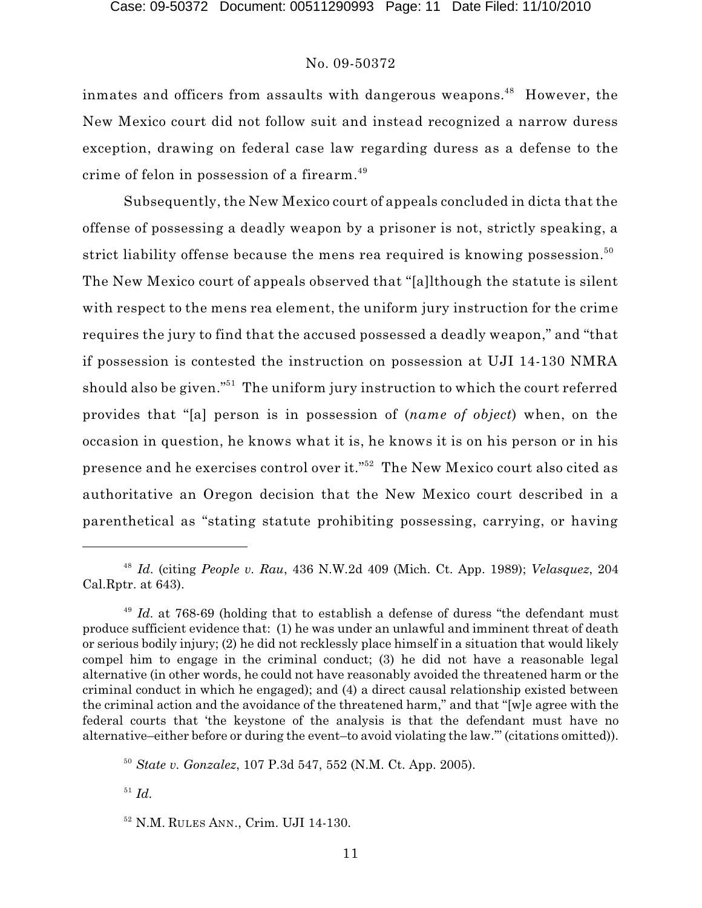inmates and officers from assaults with dangerous weapons.[48] However, the New Mexico court did not follow suit and instead recognized a narrow duress exception, drawing on federal case law regarding duress as a defense to the crime of felon in possession of a firearm.[49]

Subsequently, the New Mexico court of appeals concluded in dicta that the offense of possessing a deadly weapon by a prisoner is not, strictly speaking, a strict liability offense because the mens rea required is knowing possession.[50] The New Mexico court of appeals observed that "[a]lthough the statute is silent with respect to the mens rea element, the uniform jury instruction for the crime requires the jury to find that the accused possessed a deadly weapon," and "that if possession is contested the instruction on possession at UJI 14-130 NMRA should also be given."[51] The uniform jury instruction to which the court referred provides that "[a] person is in possession of (*name of object*) when, on the occasion in question, he knows what it is, he knows it is on his person or in his presence and he exercises control over it."[52] The New Mexico court also cited as authoritative an Oregon decision that the New Mexico court described in a parenthetical as "stating statute prohibiting possessing, carrying, or having

---

[48] *Id.* (citing *People v. Rau*, 436 N.W.2d 409 (Mich. Ct. App. 1989); *Velasquez*, 204 Cal.Rptr. at 643).

[49] *Id.* at 768-69 (holding that to establish a defense of duress "the defendant must produce sufficient evidence that: (1) he was under an unlawful and imminent threat of death or serious bodily injury; (2) he did not recklessly place himself in a situation that would likely compel him to engage in the criminal conduct; (3) he did not have a reasonable legal alternative (in other words, he could not have reasonably avoided the threatened harm or the criminal conduct in which he engaged); and (4) a direct causal relationship existed between the criminal action and the avoidance of the threatened harm," and that "[w]e agree with the federal courts that 'the keystone of the analysis is that the defendant must have no alternative–either before or during the event–to avoid violating the law.'" (citations omitted)).

[50] *State v. Gonzalez*, 107 P.3d 547, 552 (N.M. Ct. App. 2005).

[51] *Id.*

[52] N.M. RULES ANN., Crim. UJI 14-130.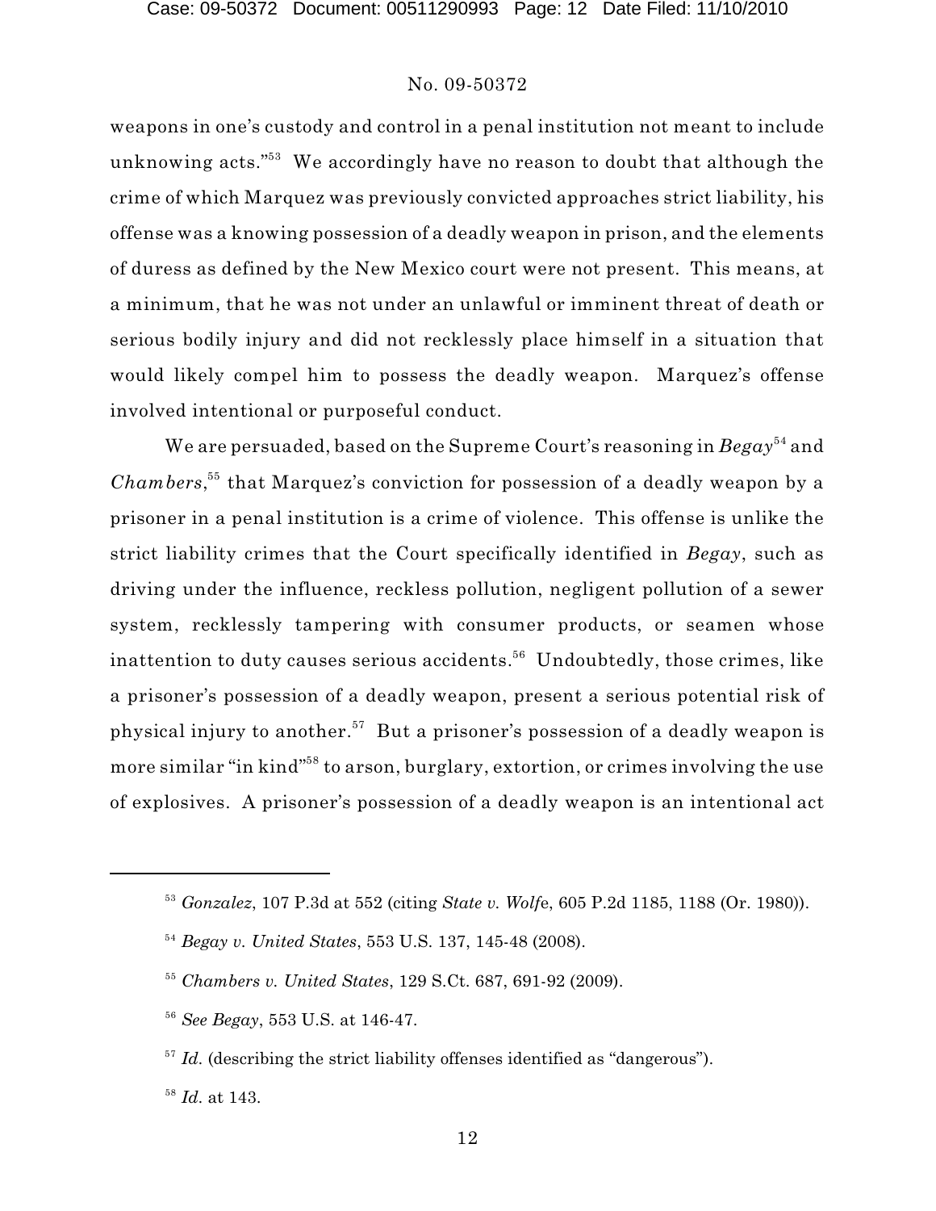weapons in one's custody and control in a penal institution not meant to include unknowing acts."[53] We accordingly have no reason to doubt that although the crime of which Marquez was previously convicted approaches strict liability, his offense was a knowing possession of a deadly weapon in prison, and the elements of duress as defined by the New Mexico court were not present. This means, at a minimum, that he was not under an unlawful or imminent threat of death or serious bodily injury and did not recklessly place himself in a situation that would likely compel him to possess the deadly weapon. Marquez's offense involved intentional or purposeful conduct.

We are persuaded, based on the Supreme Court's reasoning in *Begay*[54] and *Chambers*,[55] that Marquez's conviction for possession of a deadly weapon by a prisoner in a penal institution is a crime of violence. This offense is unlike the strict liability crimes that the Court specifically identified in *Begay*, such as driving under the influence, reckless pollution, negligent pollution of a sewer system, recklessly tampering with consumer products, or seamen whose inattention to duty causes serious accidents.[56] Undoubtedly, those crimes, like a prisoner's possession of a deadly weapon, present a serious potential risk of physical injury to another.[57] But a prisoner's possession of a deadly weapon is more similar "in kind"[58] to arson, burglary, extortion, or crimes involving the use of explosives. A prisoner's possession of a deadly weapon is an intentional act

---

[53] *Gonzalez*, 107 P.3d at 552 (citing *State v. Wolfe*, 605 P.2d 1185, 1188 (Or. 1980)).

[54] *Begay v. United States*, 553 U.S. 137, 145-48 (2008).

[55] *Chambers v. United States*, 129 S.Ct. 687, 691-92 (2009).

[56] *See Begay*, 553 U.S. at 146-47.

[57] *Id.* (describing the strict liability offenses identified as "dangerous").

[58] *Id.* at 143.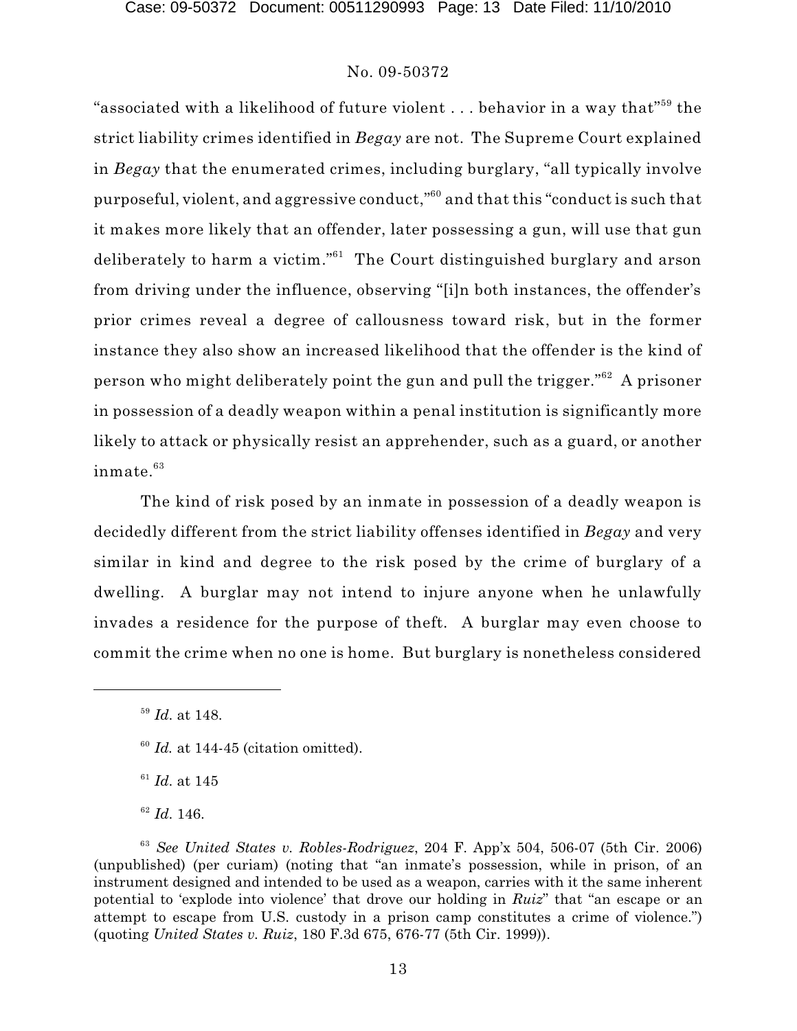"associated with a likelihood of future violent . . . behavior in a way that"[59] the strict liability crimes identified in *Begay* are not. The Supreme Court explained in *Begay* that the enumerated crimes, including burglary, "all typically involve purposeful, violent, and aggressive conduct,"[60] and that this "conduct is such that it makes more likely that an offender, later possessing a gun, will use that gun deliberately to harm a victim."[61] The Court distinguished burglary and arson from driving under the influence, observing "[i]n both instances, the offender's prior crimes reveal a degree of callousness toward risk, but in the former instance they also show an increased likelihood that the offender is the kind of person who might deliberately point the gun and pull the trigger."[62] A prisoner in possession of a deadly weapon within a penal institution is significantly more likely to attack or physically resist an apprehender, such as a guard, or another inmate.[63]

The kind of risk posed by an inmate in possession of a deadly weapon is decidedly different from the strict liability offenses identified in *Begay* and very similar in kind and degree to the risk posed by the crime of burglary of a dwelling. A burglar may not intend to injure anyone when he unlawfully invades a residence for the purpose of theft. A burglar may even choose to commit the crime when no one is home. But burglary is nonetheless considered

---

[59] *Id.* at 148.

[60] *Id.* at 144-45 (citation omitted).

[61] *Id.* at 145

[62] *Id.* 146.

[63] *See United States v. Robles-Rodriguez*, 204 F. App'x 504, 506-07 (5th Cir. 2006) (unpublished) (per curiam) (noting that "an inmate's possession, while in prison, of an instrument designed and intended to be used as a weapon, carries with it the same inherent potential to 'explode into violence' that drove our holding in *Ruiz*" that "an escape or an attempt to escape from U.S. custody in a prison camp constitutes a crime of violence.") (quoting *United States v. Ruiz*, 180 F.3d 675, 676-77 (5th Cir. 1999)).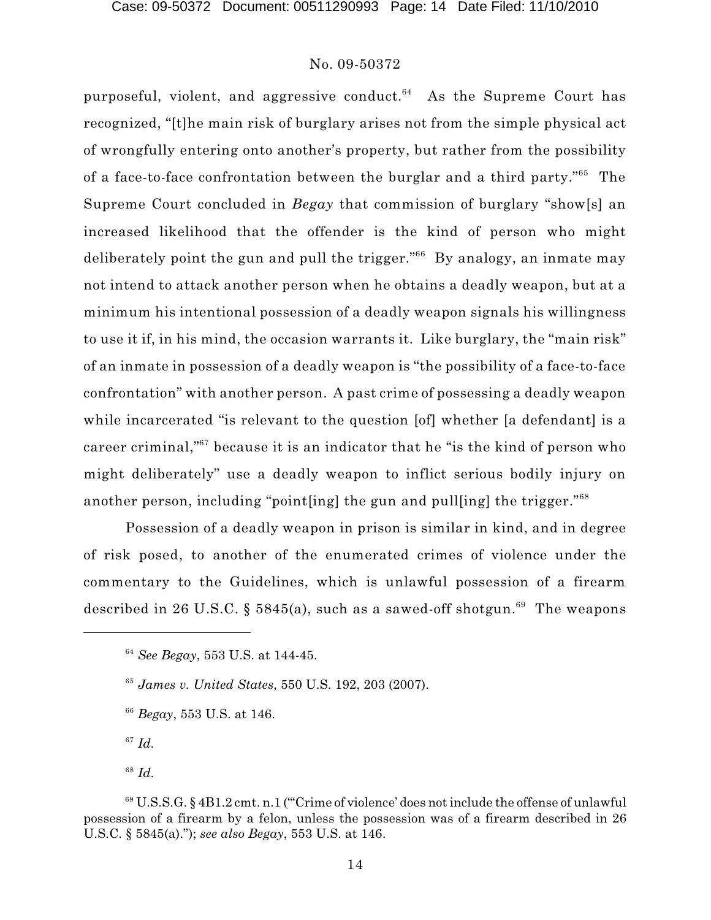purposeful, violent, and aggressive conduct.[64] As the Supreme Court has recognized, "[t]he main risk of burglary arises not from the simple physical act of wrongfully entering onto another's property, but rather from the possibility of a face-to-face confrontation between the burglar and a third party."[65] The Supreme Court concluded in *Begay* that commission of burglary "show[s] an increased likelihood that the offender is the kind of person who might deliberately point the gun and pull the trigger."[66] By analogy, an inmate may not intend to attack another person when he obtains a deadly weapon, but at a minimum his intentional possession of a deadly weapon signals his willingness to use it if, in his mind, the occasion warrants it. Like burglary, the "main risk" of an inmate in possession of a deadly weapon is "the possibility of a face-to-face confrontation" with another person. A past crime of possessing a deadly weapon while incarcerated "is relevant to the question [of] whether [a defendant] is a career criminal,"[67] because it is an indicator that he "is the kind of person who might deliberately" use a deadly weapon to inflict serious bodily injury on another person, including "point[ing] the gun and pull[ing] the trigger."[68]

Possession of a deadly weapon in prison is similar in kind, and in degree of risk posed, to another of the enumerated crimes of violence under the commentary to the Guidelines, which is unlawful possession of a firearm described in 26 U.S.C. § 5845(a), such as a sawed-off shotgun.[69] The weapons

---

[64] *See Begay*, 553 U.S. at 144-45.

[65] *James v. United States*, 550 U.S. 192, 203 (2007).

[66] *Begay*, 553 U.S. at 146.

[67] *Id.*

[68] *Id.*

[69] U.S.S.G. § 4B1.2 cmt. n.1 ("'Crime of violence' does not include the offense of unlawful possession of a firearm by a felon, unless the possession was of a firearm described in 26 U.S.C. § 5845(a)."); *see also Begay*, 553 U.S. at 146.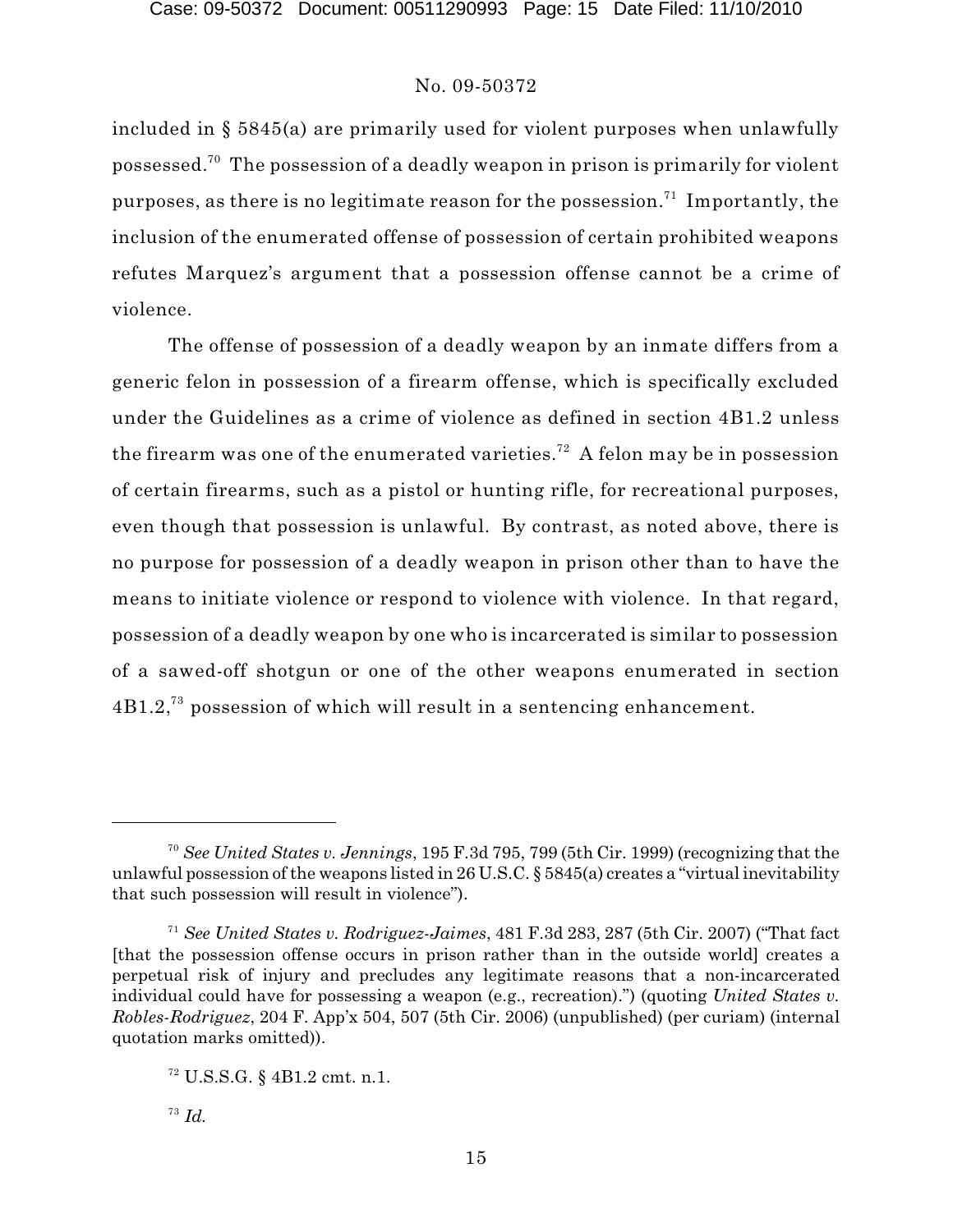included in § 5845(a) are primarily used for violent purposes when unlawfully possessed.[70] The possession of a deadly weapon in prison is primarily for violent purposes, as there is no legitimate reason for the possession.[71] Importantly, the inclusion of the enumerated offense of possession of certain prohibited weapons refutes Marquez's argument that a possession offense cannot be a crime of violence.

The offense of possession of a deadly weapon by an inmate differs from a generic felon in possession of a firearm offense, which is specifically excluded under the Guidelines as a crime of violence as defined in section 4B1.2 unless the firearm was one of the enumerated varieties.[72] A felon may be in possession of certain firearms, such as a pistol or hunting rifle, for recreational purposes, even though that possession is unlawful. By contrast, as noted above, there is no purpose for possession of a deadly weapon in prison other than to have the means to initiate violence or respond to violence with violence. In that regard, possession of a deadly weapon by one who is incarcerated is similar to possession of a sawed-off shotgun or one of the other weapons enumerated in section 4B1.2,[73] possession of which will result in a sentencing enhancement.

---

[70] *See United States v. Jennings*, 195 F.3d 795, 799 (5th Cir. 1999) (recognizing that the unlawful possession of the weapons listed in 26 U.S.C. § 5845(a) creates a "virtual inevitability that such possession will result in violence").

[71] *See United States v. Rodriguez-Jaimes*, 481 F.3d 283, 287 (5th Cir. 2007) ("That fact [that the possession offense occurs in prison rather than in the outside world] creates a perpetual risk of injury and precludes any legitimate reasons that a non-incarcerated individual could have for possessing a weapon (e.g., recreation).") (quoting *United States v. Robles-Rodriguez*, 204 F. App'x 504, 507 (5th Cir. 2006) (unpublished) (per curiam) (internal quotation marks omitted)).

[72] U.S.S.G. § 4B1.2 cmt. n.1.

[73] *Id.*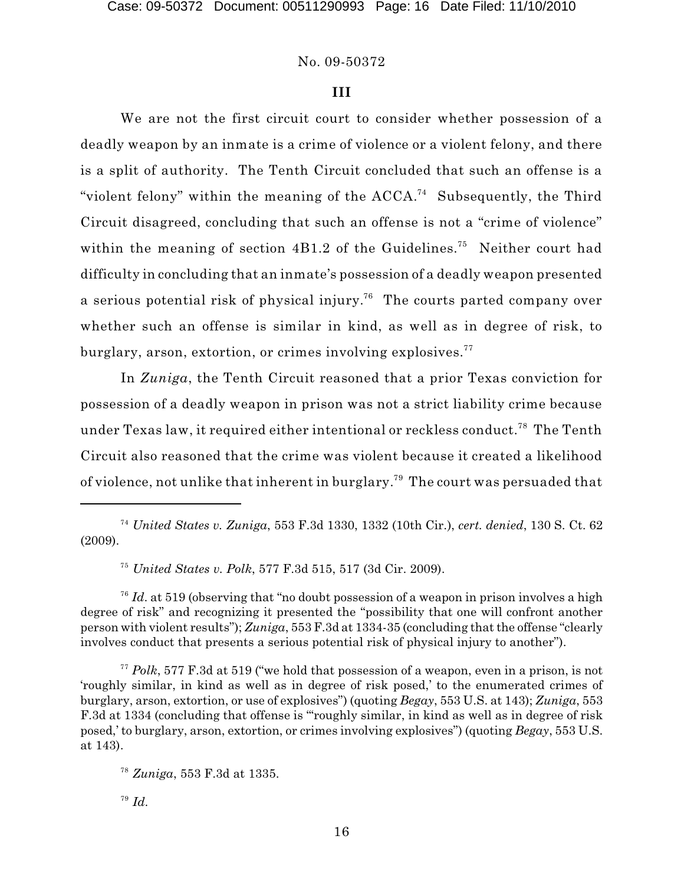No. 09-50372

### III

We are not the first circuit court to consider whether possession of a deadly weapon by an inmate is a crime of violence or a violent felony, and there is a split of authority. The Tenth Circuit concluded that such an offense is a "violent felony" within the meaning of the ACCA.[74] Subsequently, the Third Circuit disagreed, concluding that such an offense is not a "crime of violence" within the meaning of section 4B1.2 of the Guidelines.[75] Neither court had difficulty in concluding that an inmate's possession of a deadly weapon presented a serious potential risk of physical injury.[76] The courts parted company over whether such an offense is similar in kind, as well as in degree of risk, to burglary, arson, extortion, or crimes involving explosives.[77]

In *Zuniga*, the Tenth Circuit reasoned that a prior Texas conviction for possession of a deadly weapon in prison was not a strict liability crime because under Texas law, it required either intentional or reckless conduct.[78] The Tenth Circuit also reasoned that the crime was violent because it created a likelihood of violence, not unlike that inherent in burglary.[79] The court was persuaded that

---

[74] *United States v. Zuniga*, 553 F.3d 1330, 1332 (10th Cir.), *cert. denied*, 130 S. Ct. 62 (2009).

[75] *United States v. Polk*, 577 F.3d 515, 517 (3d Cir. 2009).

[76] *Id*. at 519 (observing that "no doubt possession of a weapon in prison involves a high degree of risk" and recognizing it presented the "possibility that one will confront another person with violent results"); *Zuniga*, 553 F.3d at 1334-35 (concluding that the offense "clearly involves conduct that presents a serious potential risk of physical injury to another").

[77] *Polk*, 577 F.3d at 519 ("we hold that possession of a weapon, even in a prison, is not 'roughly similar, in kind as well as in degree of risk posed,' to the enumerated crimes of burglary, arson, extortion, or use of explosives") (quoting *Begay*, 553 U.S. at 143); *Zuniga*, 553 F.3d at 1334 (concluding that offense is "'roughly similar, in kind as well as in degree of risk posed,' to burglary, arson, extortion, or crimes involving explosives") (quoting *Begay*, 553 U.S. at 143).

[78] *Zuniga*, 553 F.3d at 1335.

[79] *Id.*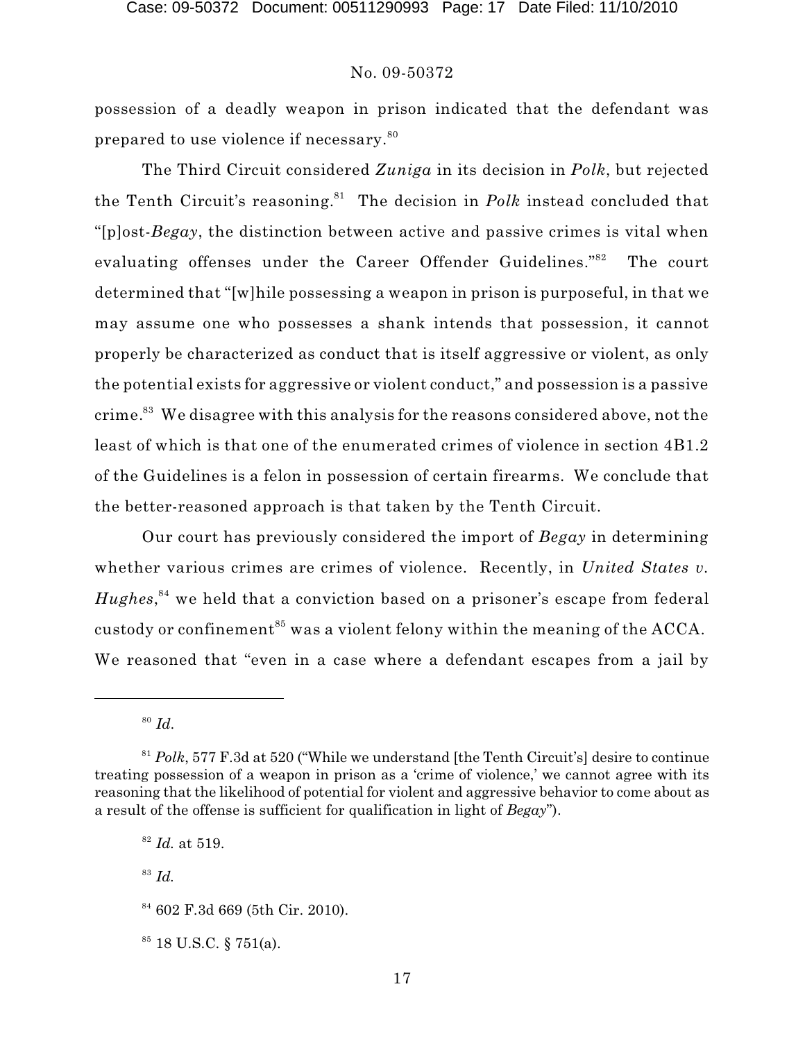possession of a deadly weapon in prison indicated that the defendant was prepared to use violence if necessary.[80]

The Third Circuit considered *Zuniga* in its decision in *Polk*, but rejected the Tenth Circuit's reasoning.[81] The decision in *Polk* instead concluded that "[p]ost-*Begay*, the distinction between active and passive crimes is vital when evaluating offenses under the Career Offender Guidelines."[82] The court determined that "[w]hile possessing a weapon in prison is purposeful, in that we may assume one who possesses a shank intends that possession, it cannot properly be characterized as conduct that is itself aggressive or violent, as only the potential exists for aggressive or violent conduct," and possession is a passive crime.[83] We disagree with this analysis for the reasons considered above, not the least of which is that one of the enumerated crimes of violence in section 4B1.2 of the Guidelines is a felon in possession of certain firearms. We conclude that the better-reasoned approach is that taken by the Tenth Circuit.

Our court has previously considered the import of *Begay* in determining whether various crimes are crimes of violence. Recently, in *United States v. Hughes*,[84] we held that a conviction based on a prisoner's escape from federal custody or confinement[85] was a violent felony within the meaning of the ACCA. We reasoned that "even in a case where a defendant escapes from a jail by

---

[80] *Id.*

[81] *Polk*, 577 F.3d at 520 ("While we understand [the Tenth Circuit's] desire to continue treating possession of a weapon in prison as a 'crime of violence,' we cannot agree with its reasoning that the likelihood of potential for violent and aggressive behavior to come about as a result of the offense is sufficient for qualification in light of *Begay*").

[82] *Id.* at 519.

[83] *Id.*

[84] 602 F.3d 669 (5th Cir. 2010).

[85] 18 U.S.C. § 751(a).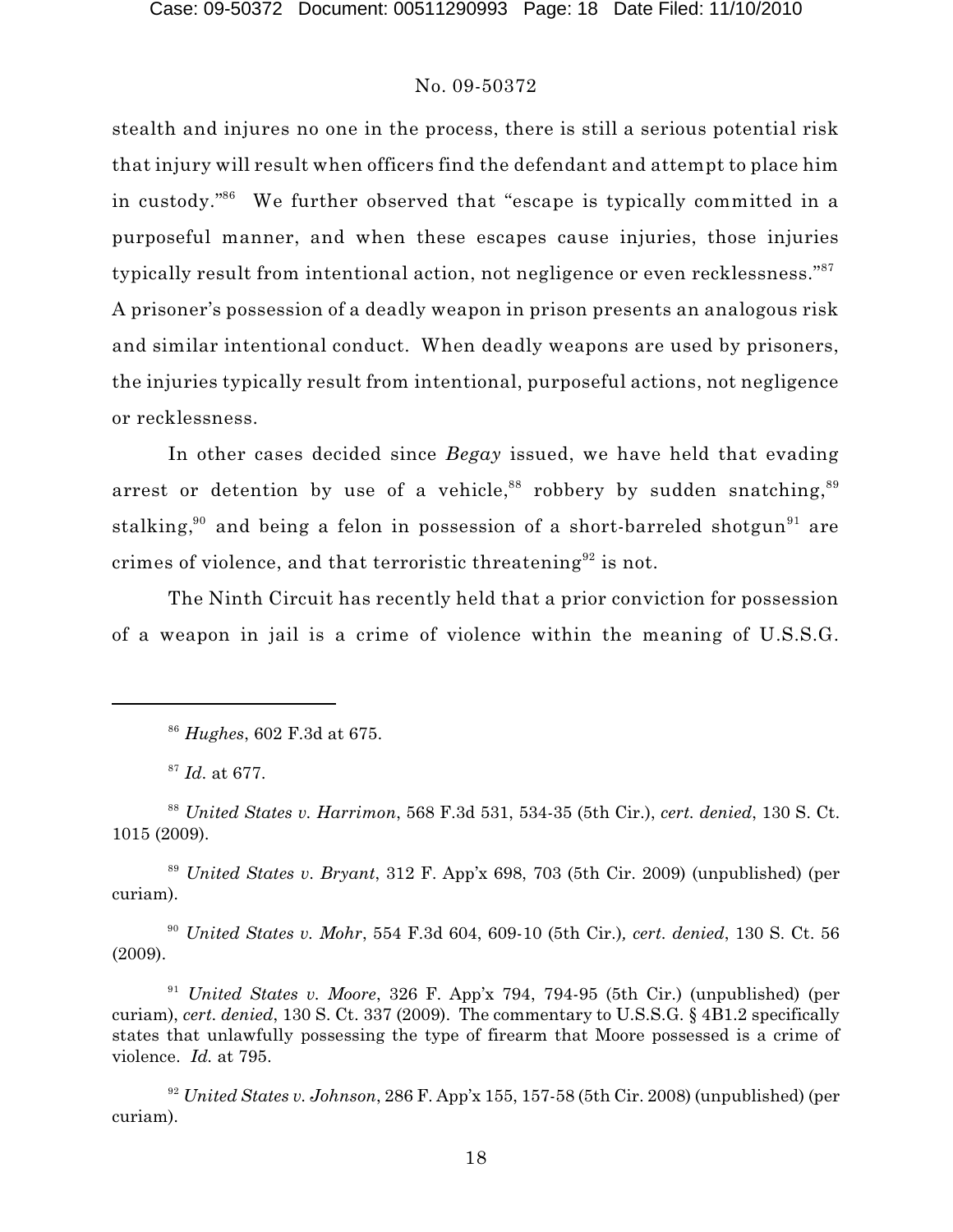stealth and injures no one in the process, there is still a serious potential risk that injury will result when officers find the defendant and attempt to place him in custody."[86] We further observed that "escape is typically committed in a purposeful manner, and when these escapes cause injuries, those injuries typically result from intentional action, not negligence or even recklessness."[87] A prisoner's possession of a deadly weapon in prison presents an analogous risk and similar intentional conduct. When deadly weapons are used by prisoners, the injuries typically result from intentional, purposeful actions, not negligence or recklessness.

In other cases decided since *Begay* issued, we have held that evading arrest or detention by use of a vehicle,[88] robbery by sudden snatching,[89] stalking,[90] and being a felon in possession of a short-barreled shotgun[91] are crimes of violence, and that terroristic threatening[92] is not.

The Ninth Circuit has recently held that a prior conviction for possession of a weapon in jail is a crime of violence within the meaning of U.S.S.G.

---

[86] *Hughes*, 602 F.3d at 675.

[87] *Id.* at 677.

[88] *United States v. Harrimon*, 568 F.3d 531, 534-35 (5th Cir.), *cert. denied*, 130 S. Ct. 1015 (2009).

[89] *United States v. Bryant*, 312 F. App'x 698, 703 (5th Cir. 2009) (unpublished) (per curiam).

[90] *United States v. Mohr*, 554 F.3d 604, 609-10 (5th Cir.), *cert. denied*, 130 S. Ct. 56 (2009).

[91] *United States v. Moore*, 326 F. App'x 794, 794-95 (5th Cir.) (unpublished) (per curiam), *cert. denied*, 130 S. Ct. 337 (2009). The commentary to U.S.S.G. § 4B1.2 specifically states that unlawfully possessing the type of firearm that Moore possessed is a crime of violence. *Id.* at 795.

[92] *United States v. Johnson*, 286 F. App'x 155, 157-58 (5th Cir. 2008) (unpublished) (per curiam).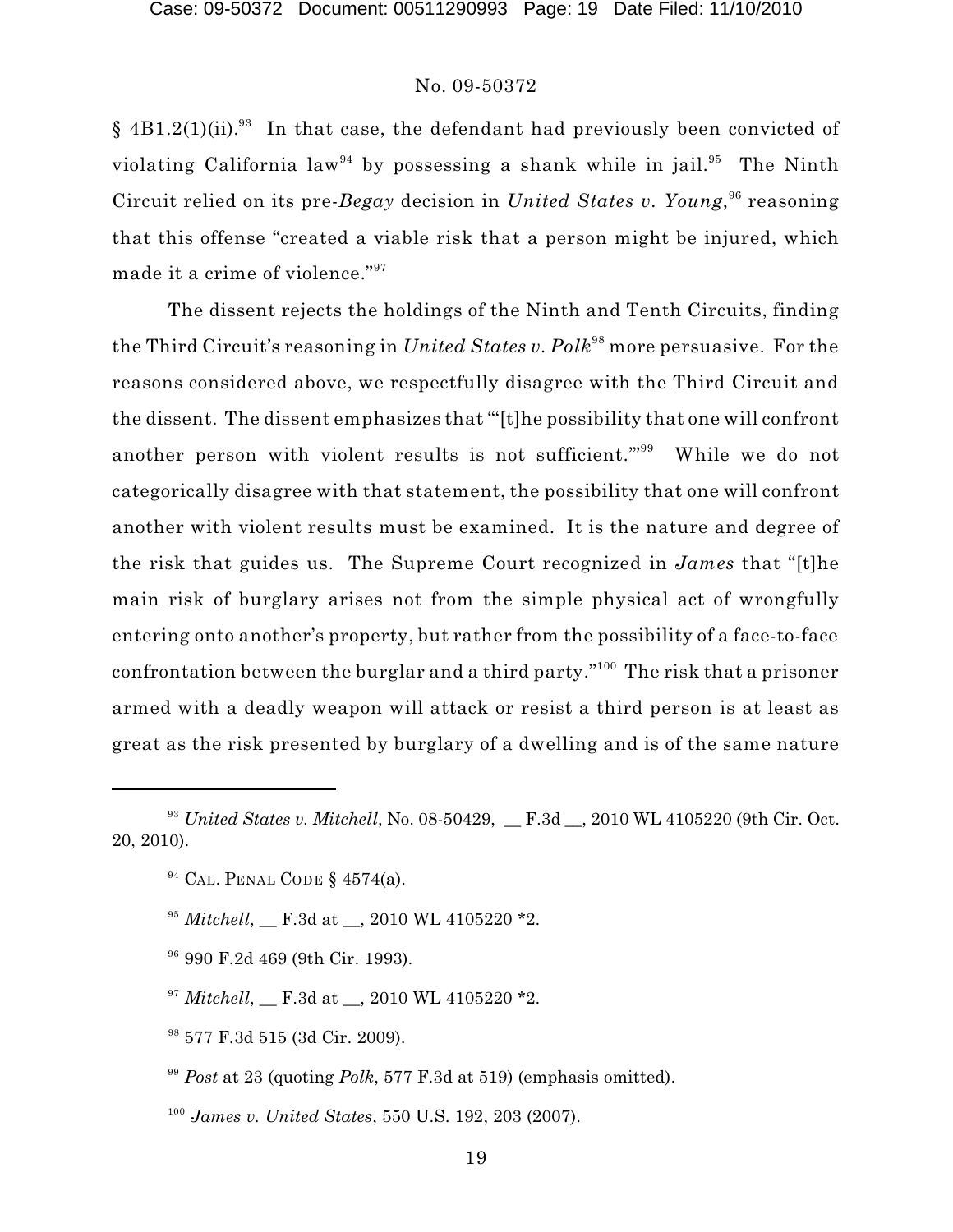§ 4B1.2(1)(ii).[93] In that case, the defendant had previously been convicted of violating California law[94] by possessing a shank while in jail.[95] The Ninth Circuit relied on its pre-*Begay* decision in *United States v. Young*,[96] reasoning that this offense "created a viable risk that a person might be injured, which made it a crime of violence."[97]

The dissent rejects the holdings of the Ninth and Tenth Circuits, finding the Third Circuit's reasoning in *United States v. Polk*[98] more persuasive. For the reasons considered above, we respectfully disagree with the Third Circuit and the dissent. The dissent emphasizes that "'[t]he possibility that one will confront another person with violent results is not sufficient.'"[99] While we do not categorically disagree with that statement, the possibility that one will confront another with violent results must be examined. It is the nature and degree of the risk that guides us. The Supreme Court recognized in *James* that "[t]he main risk of burglary arises not from the simple physical act of wrongfully entering onto another's property, but rather from the possibility of a face-to-face confrontation between the burglar and a third party."[100] The risk that a prisoner armed with a deadly weapon will attack or resist a third person is at least as great as the risk presented by burglary of a dwelling and is of the same nature

---

[93] *United States v. Mitchell*, No. 08-50429, __ F.3d __, 2010 WL 4105220 (9th Cir. Oct. 20, 2010).

[94] CAL. PENAL CODE § 4574(a).

[95] *Mitchell*, __ F.3d at __, 2010 WL 4105220 *2.

[96] 990 F.2d 469 (9th Cir. 1993).

[97] *Mitchell*, __ F.3d at __, 2010 WL 4105220 *2.

[98] 577 F.3d 515 (3d Cir. 2009).

[99] *Post* at 23 (quoting *Polk*, 577 F.3d at 519) (emphasis omitted).

[100] *James v. United States*, 550 U.S. 192, 203 (2007).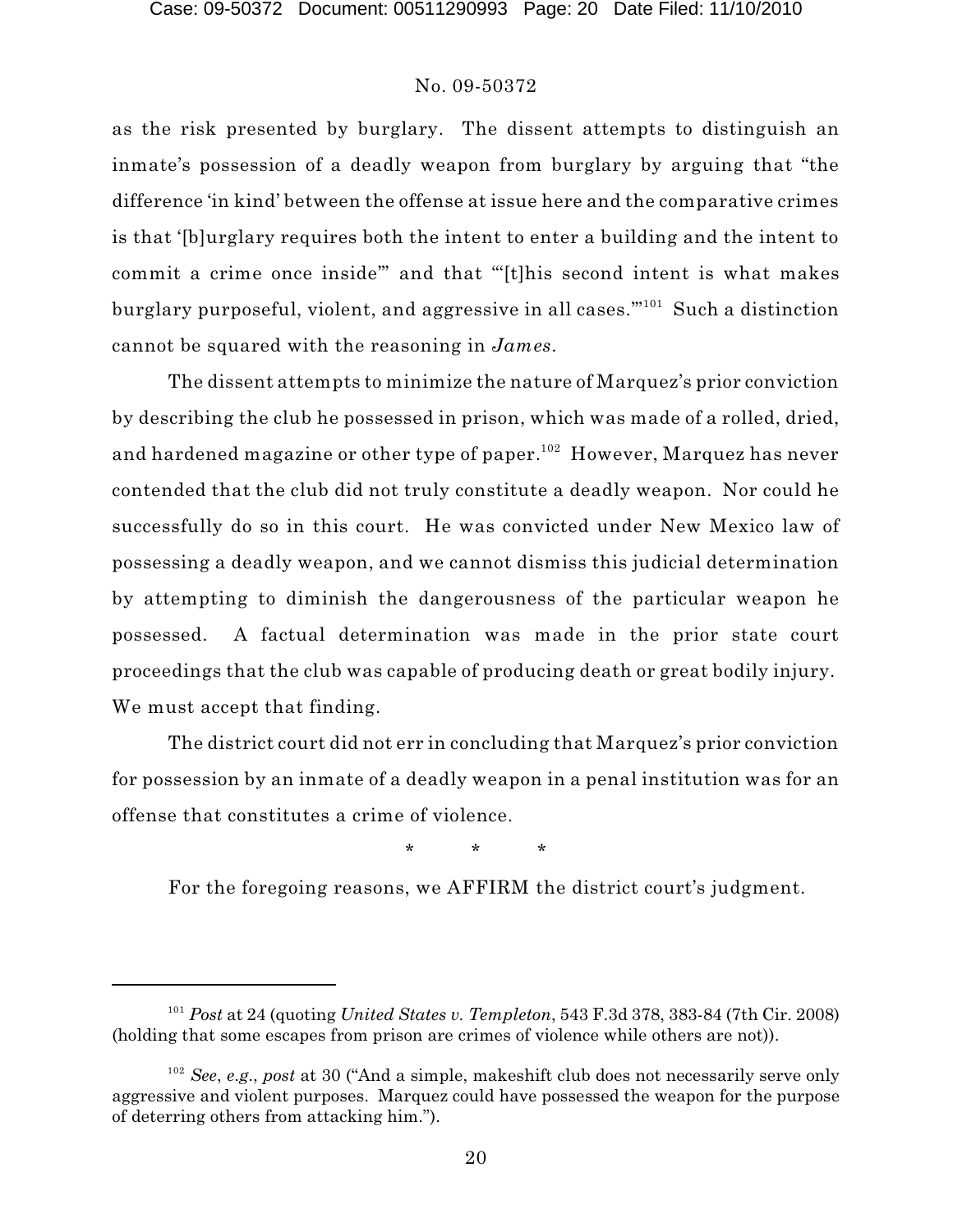as the risk presented by burglary. The dissent attempts to distinguish an inmate's possession of a deadly weapon from burglary by arguing that "the difference 'in kind' between the offense at issue here and the comparative crimes is that '[b]urglary requires both the intent to enter a building and the intent to commit a crime once inside'" and that "'[t]his second intent is what makes burglary purposeful, violent, and aggressive in all cases.'"[101] Such a distinction cannot be squared with the reasoning in *James*.

The dissent attempts to minimize the nature of Marquez's prior conviction by describing the club he possessed in prison, which was made of a rolled, dried, and hardened magazine or other type of paper.[102] However, Marquez has never contended that the club did not truly constitute a deadly weapon. Nor could he successfully do so in this court. He was convicted under New Mexico law of possessing a deadly weapon, and we cannot dismiss this judicial determination by attempting to diminish the dangerousness of the particular weapon he possessed. A factual determination was made in the prior state court proceedings that the club was capable of producing death or great bodily injury. We must accept that finding.

The district court did not err in concluding that Marquez's prior conviction for possession by an inmate of a deadly weapon in a penal institution was for an offense that constitutes a crime of violence.

\* \* \*

For the foregoing reasons, we AFFIRM the district court's judgment.

---

[101] *Post* at 24 (quoting *United States v. Templeton*, 543 F.3d 378, 383-84 (7th Cir. 2008) (holding that some escapes from prison are crimes of violence while others are not)).

[102] *See*, *e.g.*, *post* at 30 ("And a simple, makeshift club does not necessarily serve only aggressive and violent purposes. Marquez could have possessed the weapon for the purpose of deterring others from attacking him.").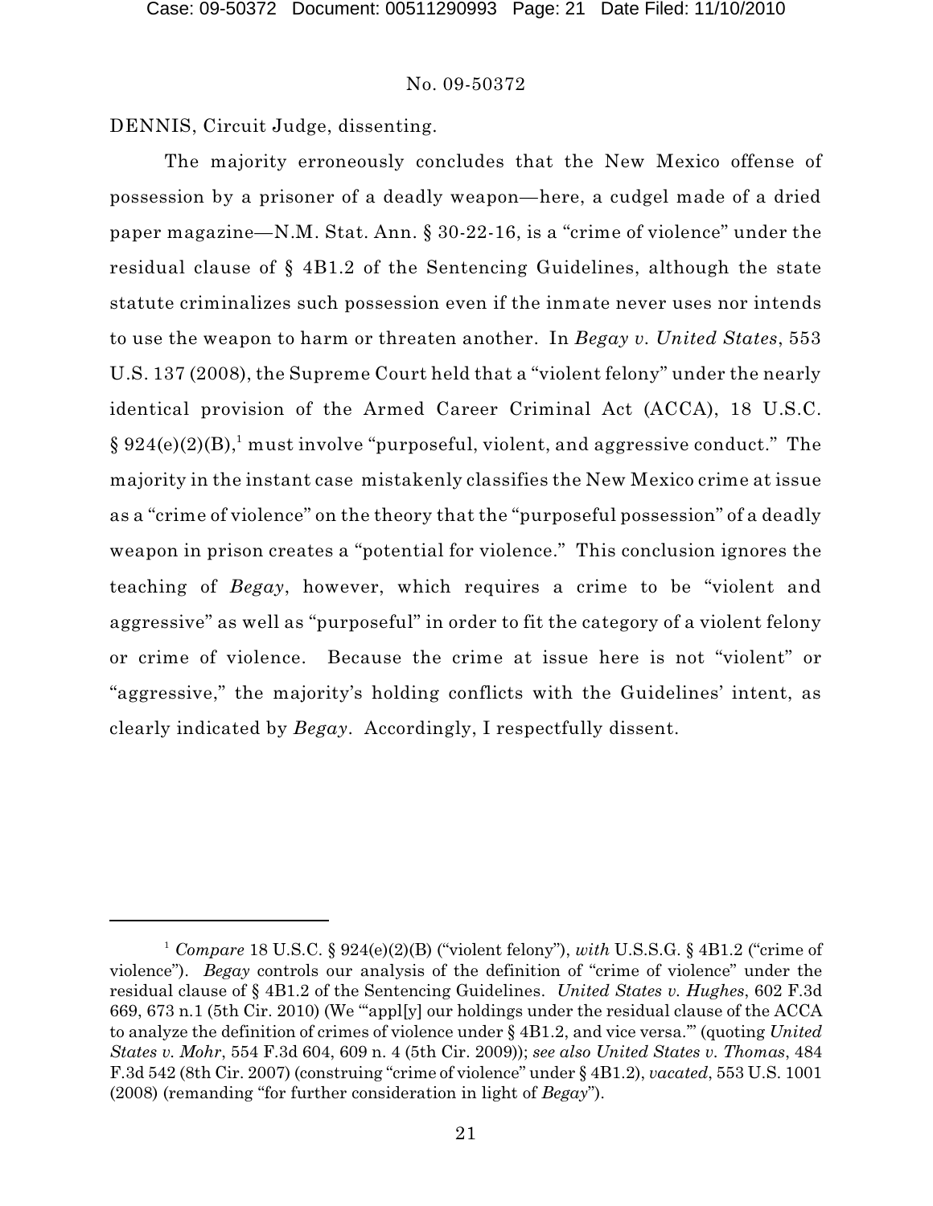DENNIS, Circuit Judge, dissenting.

The majority erroneously concludes that the New Mexico offense of possession by a prisoner of a deadly weapon—here, a cudgel made of a dried paper magazine—N.M. Stat. Ann. § 30-22-16, is a "crime of violence" under the residual clause of § 4B1.2 of the Sentencing Guidelines, although the state statute criminalizes such possession even if the inmate never uses nor intends to use the weapon to harm or threaten another. In *Begay v. United States*, 553 U.S. 137 (2008), the Supreme Court held that a "violent felony" under the nearly identical provision of the Armed Career Criminal Act (ACCA), 18 U.S.C. § 924(e)(2)(B),[1] must involve "purposeful, violent, and aggressive conduct." The majority in the instant case mistakenly classifies the New Mexico crime at issue as a "crime of violence" on the theory that the "purposeful possession" of a deadly weapon in prison creates a "potential for violence." This conclusion ignores the teaching of *Begay*, however, which requires a crime to be "violent and aggressive" as well as "purposeful" in order to fit the category of a violent felony or crime of violence. Because the crime at issue here is not "violent" or "aggressive," the majority's holding conflicts with the Guidelines' intent, as clearly indicated by *Begay*. Accordingly, I respectfully dissent.

---

[1] *Compare* 18 U.S.C. § 924(e)(2)(B) ("violent felony"), *with* U.S.S.G. § 4B1.2 ("crime of violence"). *Begay* controls our analysis of the definition of "crime of violence" under the residual clause of § 4B1.2 of the Sentencing Guidelines. *United States v. Hughes*, 602 F.3d 669, 673 n.1 (5th Cir. 2010) (We "'appl[y] our holdings under the residual clause of the ACCA to analyze the definition of crimes of violence under § 4B1.2, and vice versa.'" (quoting *United States v. Mohr*, 554 F.3d 604, 609 n. 4 (5th Cir. 2009)); *see also United States v. Thomas*, 484 F.3d 542 (8th Cir. 2007) (construing "crime of violence" under § 4B1.2), *vacated*, 553 U.S. 1001 (2008) (remanding "for further consideration in light of *Begay*").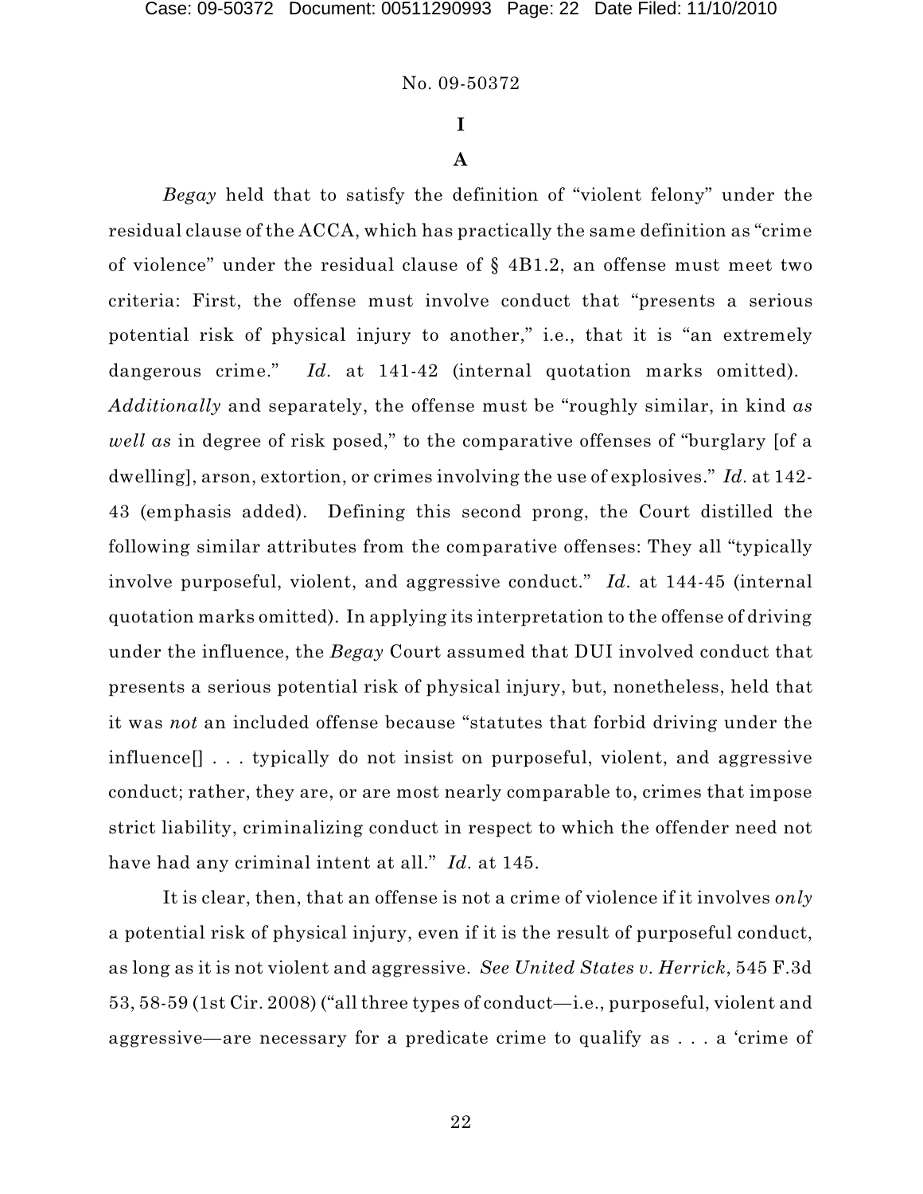# I

## A

*Begay* held that to satisfy the definition of "violent felony" under the residual clause of the ACCA, which has practically the same definition as "crime of violence" under the residual clause of § 4B1.2, an offense must meet two criteria: First, the offense must involve conduct that "presents a serious potential risk of physical injury to another," i.e., that it is "an extremely dangerous crime." *Id.* at 141-42 (internal quotation marks omitted). *Additionally* and separately, the offense must be "roughly similar, in kind *as well as* in degree of risk posed," to the comparative offenses of "burglary [of a dwelling], arson, extortion, or crimes involving the use of explosives." *Id.* at 142-43 (emphasis added). Defining this second prong, the Court distilled the following similar attributes from the comparative offenses: They all "typically involve purposeful, violent, and aggressive conduct." *Id.* at 144-45 (internal quotation marks omitted). In applying its interpretation to the offense of driving under the influence, the *Begay* Court assumed that DUI involved conduct that presents a serious potential risk of physical injury, but, nonetheless, held that it was *not* an included offense because "statutes that forbid driving under the influence[] . . . typically do not insist on purposeful, violent, and aggressive conduct; rather, they are, or are most nearly comparable to, crimes that impose strict liability, criminalizing conduct in respect to which the offender need not have had any criminal intent at all." *Id.* at 145.

It is clear, then, that an offense is not a crime of violence if it involves *only* a potential risk of physical injury, even if it is the result of purposeful conduct, as long as it is not violent and aggressive. *See United States v. Herrick*, 545 F.3d 53, 58-59 (1st Cir. 2008) ("all three types of conduct—i.e., purposeful, violent and aggressive—are necessary for a predicate crime to qualify as . . . a 'crime of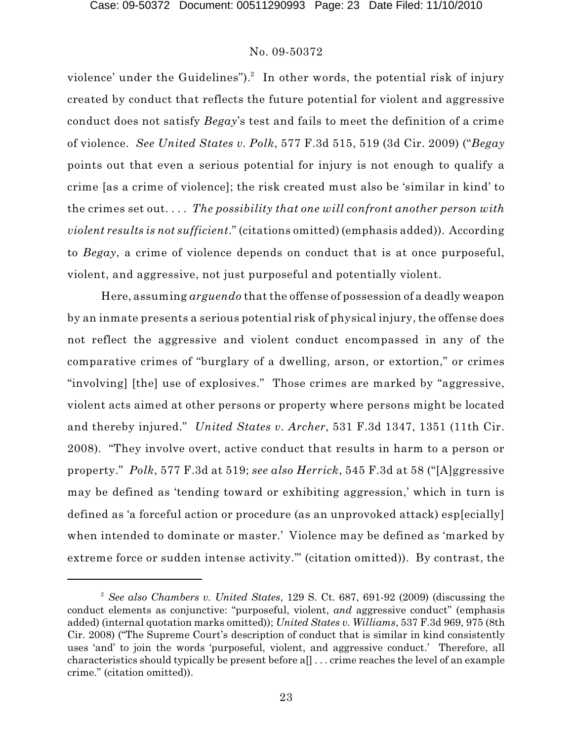violence' under the Guidelines").[2] In other words, the potential risk of injury created by conduct that reflects the future potential for violent and aggressive conduct does not satisfy *Begay*'s test and fails to meet the definition of a crime of violence. *See United States v. Polk*, 577 F.3d 515, 519 (3d Cir. 2009) ("*Begay* points out that even a serious potential for injury is not enough to qualify a crime [as a crime of violence]; the risk created must also be 'similar in kind' to the crimes set out. . . . *The possibility that one will confront another person with violent results is not sufficient*." (citations omitted) (emphasis added)). According to *Begay*, a crime of violence depends on conduct that is at once purposeful, violent, and aggressive, not just purposeful and potentially violent.

Here, assuming *arguendo* that the offense of possession of a deadly weapon by an inmate presents a serious potential risk of physical injury, the offense does not reflect the aggressive and violent conduct encompassed in any of the comparative crimes of "burglary of a dwelling, arson, or extortion," or crimes "involving] [the] use of explosives." Those crimes are marked by "aggressive, violent acts aimed at other persons or property where persons might be located and thereby injured." *United States v. Archer*, 531 F.3d 1347, 1351 (11th Cir. 2008). "They involve overt, active conduct that results in harm to a person or property." *Polk*, 577 F.3d at 519; *see also Herrick*, 545 F.3d at 58 ("[A]ggressive may be defined as 'tending toward or exhibiting aggression,' which in turn is defined as 'a forceful action or procedure (as an unprovoked attack) esp[ecially] when intended to dominate or master.' Violence may be defined as 'marked by extreme force or sudden intense activity.'" (citation omitted)). By contrast, the

---

[2] *See also Chambers v. United States*, 129 S. Ct. 687, 691-92 (2009) (discussing the conduct elements as conjunctive: "purposeful, violent, *and* aggressive conduct" (emphasis added) (internal quotation marks omitted)); *United States v. Williams*, 537 F.3d 969, 975 (8th Cir. 2008) ("The Supreme Court's description of conduct that is similar in kind consistently uses 'and' to join the words 'purposeful, violent, and aggressive conduct.' Therefore, all characteristics should typically be present before a[] . . . crime reaches the level of an example crime." (citation omitted)).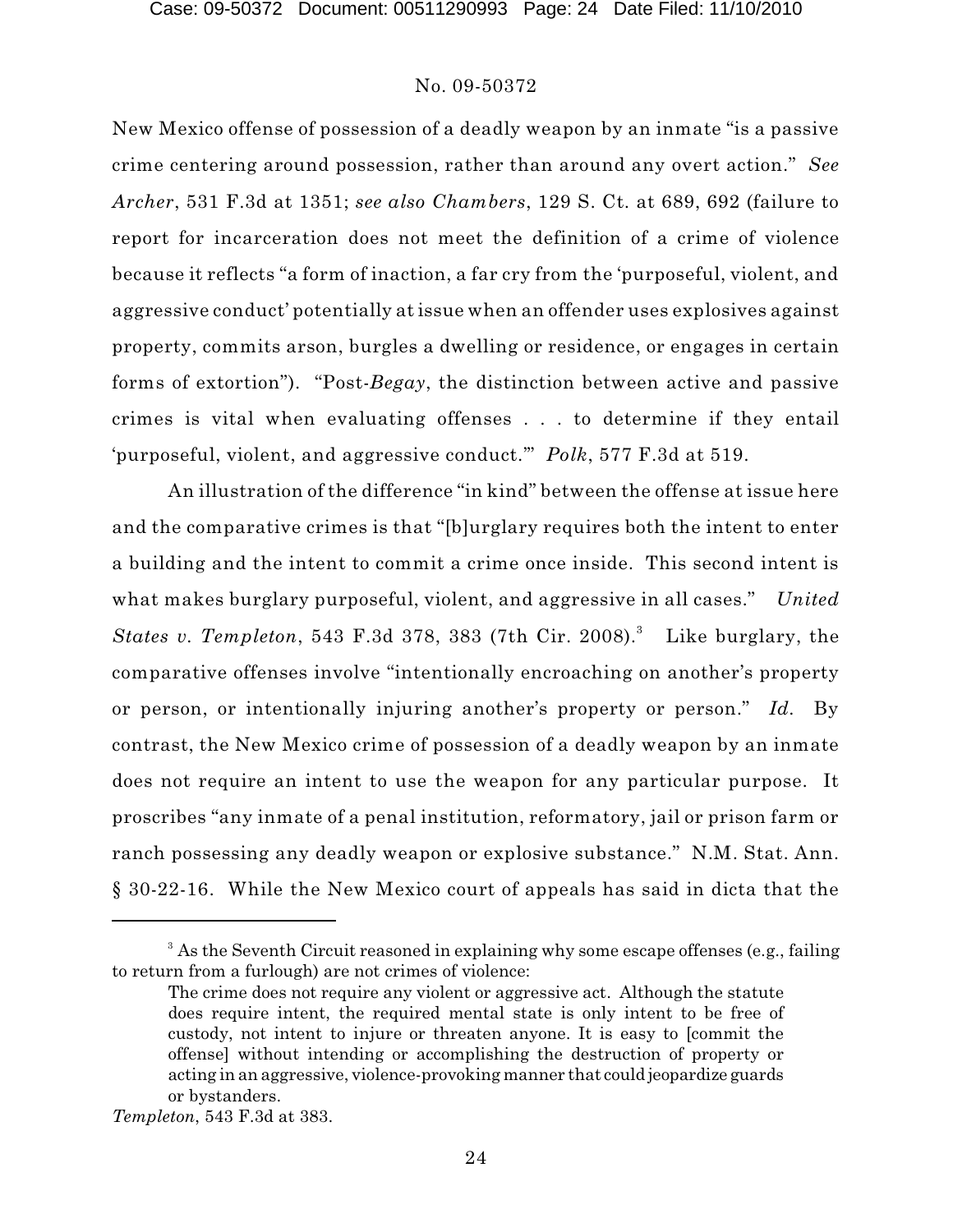New Mexico offense of possession of a deadly weapon by an inmate "is a passive crime centering around possession, rather than around any overt action." *See Archer*, 531 F.3d at 1351; *see also Chambers*, 129 S. Ct. at 689, 692 (failure to report for incarceration does not meet the definition of a crime of violence because it reflects "a form of inaction, a far cry from the 'purposeful, violent, and aggressive conduct' potentially at issue when an offender uses explosives against property, commits arson, burgles a dwelling or residence, or engages in certain forms of extortion"). "Post-*Begay*, the distinction between active and passive crimes is vital when evaluating offenses . . . to determine if they entail 'purposeful, violent, and aggressive conduct.'" *Polk*, 577 F.3d at 519.

An illustration of the difference "in kind" between the offense at issue here and the comparative crimes is that "[b]urglary requires both the intent to enter a building and the intent to commit a crime once inside. This second intent is what makes burglary purposeful, violent, and aggressive in all cases." *United States v. Templeton*, 543 F.3d 378, 383 (7th Cir. 2008).[3] Like burglary, the comparative offenses involve "intentionally encroaching on another's property or person, or intentionally injuring another's property or person." *Id.* By contrast, the New Mexico crime of possession of a deadly weapon by an inmate does not require an intent to use the weapon for any particular purpose. It proscribes "any inmate of a penal institution, reformatory, jail or prison farm or ranch possessing any deadly weapon or explosive substance." N.M. Stat. Ann. § 30-22-16. While the New Mexico court of appeals has said in dicta that the

---

[3] As the Seventh Circuit reasoned in explaining why some escape offenses (e.g., failing to return from a furlough) are not crimes of violence:

> The crime does not require any violent or aggressive act. Although the statute does require intent, the required mental state is only intent to be free of custody, not intent to injure or threaten anyone. It is easy to [commit the offense] without intending or accomplishing the destruction of property or acting in an aggressive, violence-provoking manner that could jeopardize guards or bystanders.

*Templeton*, 543 F.3d at 383.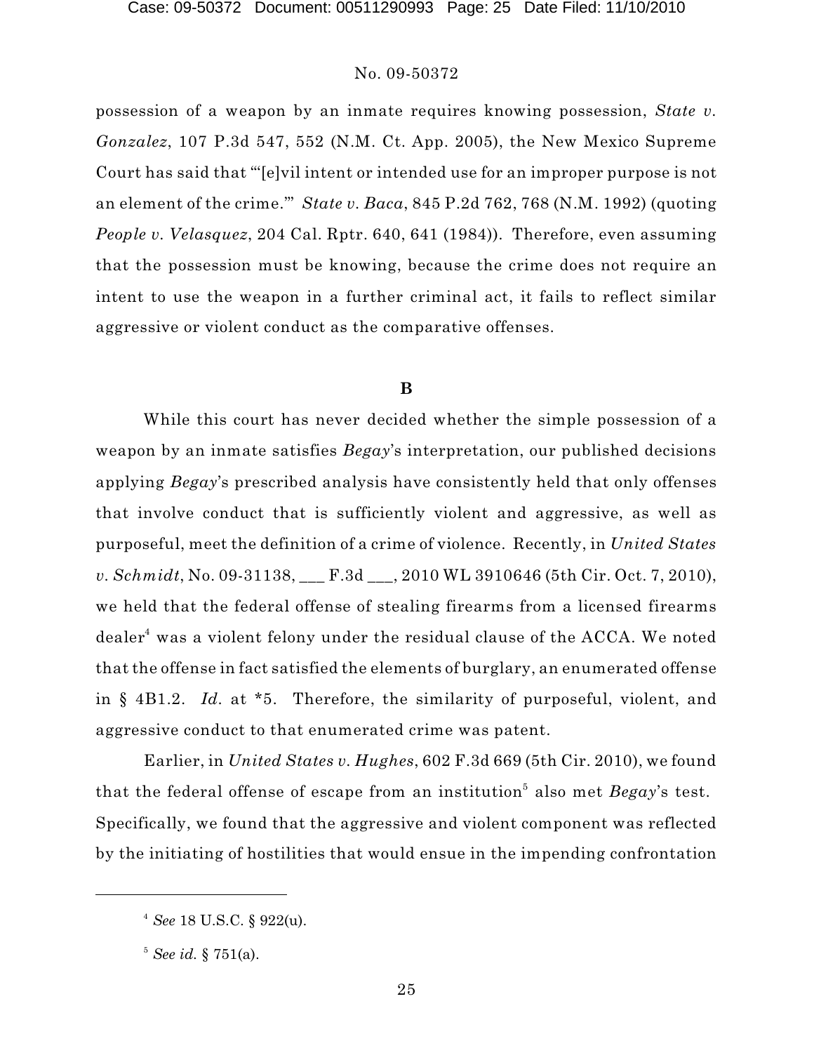possession of a weapon by an inmate requires knowing possession, *State v. Gonzalez*, 107 P.3d 547, 552 (N.M. Ct. App. 2005), the New Mexico Supreme Court has said that "'[e]vil intent or intended use for an improper purpose is not an element of the crime.'" *State v. Baca*, 845 P.2d 762, 768 (N.M. 1992) (quoting *People v. Velasquez*, 204 Cal. Rptr. 640, 641 (1984)). Therefore, even assuming that the possession must be knowing, because the crime does not require an intent to use the weapon in a further criminal act, it fails to reflect similar aggressive or violent conduct as the comparative offenses.

**B**

While this court has never decided whether the simple possession of a weapon by an inmate satisfies *Begay*'s interpretation, our published decisions applying *Begay*'s prescribed analysis have consistently held that only offenses that involve conduct that is sufficiently violent and aggressive, as well as purposeful, meet the definition of a crime of violence. Recently, in *United States v. Schmidt*, No. 09-31138, ___ F.3d ___, 2010 WL 3910646 (5th Cir. Oct. 7, 2010), we held that the federal offense of stealing firearms from a licensed firearms dealer[4] was a violent felony under the residual clause of the ACCA. We noted that the offense in fact satisfied the elements of burglary, an enumerated offense in § 4B1.2. *Id.* at *5. Therefore, the similarity of purposeful, violent, and aggressive conduct to that enumerated crime was patent.

Earlier, in *United States v. Hughes*, 602 F.3d 669 (5th Cir. 2010), we found that the federal offense of escape from an institution[5] also met *Begay*'s test. Specifically, we found that the aggressive and violent component was reflected by the initiating of hostilities that would ensue in the impending confrontation

[4] *See* 18 U.S.C. § 922(u).

[5] *See id.* § 751(a).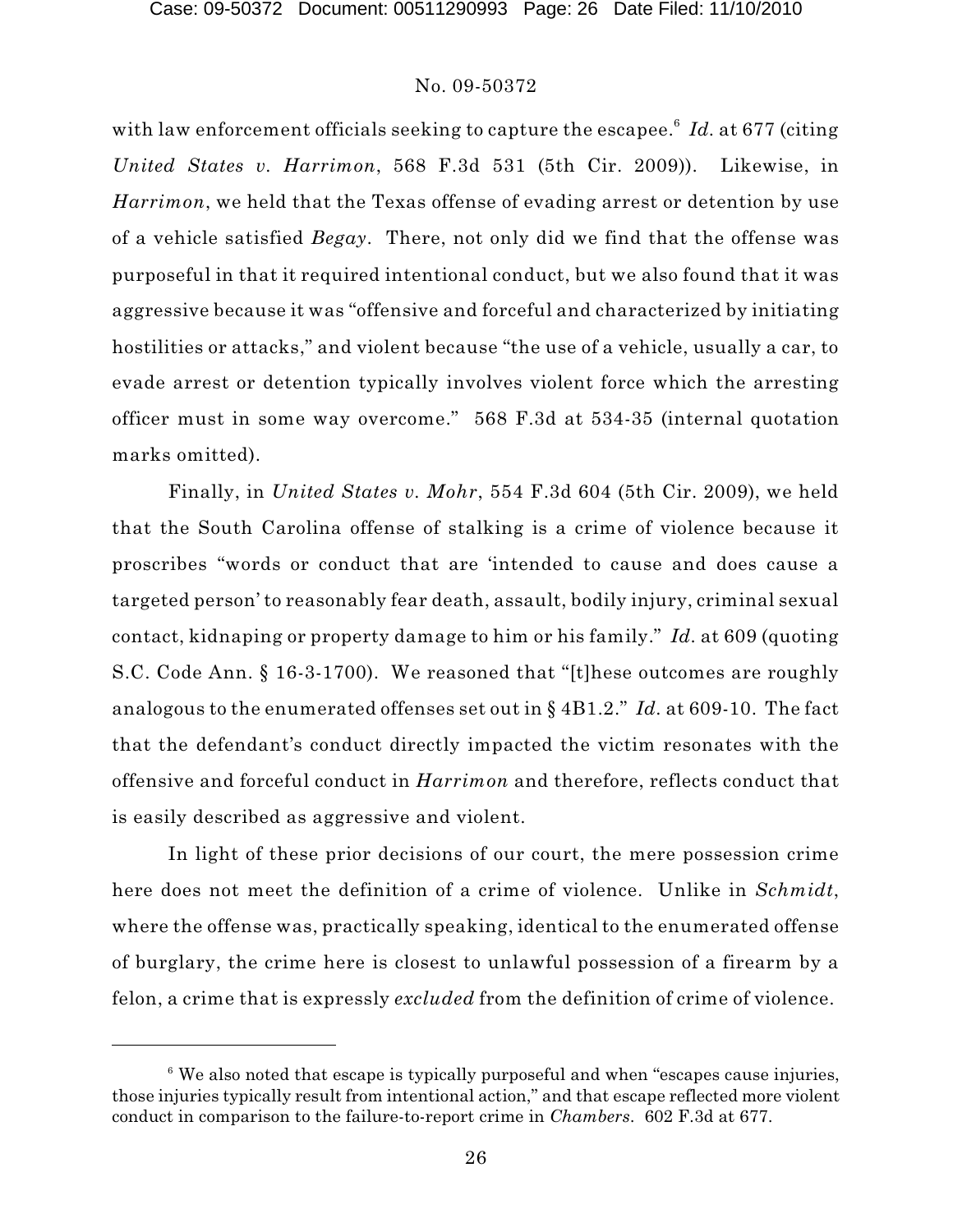with law enforcement officials seeking to capture the escapee.[6] *Id.* at 677 (citing *United States v. Harrimon*, 568 F.3d 531 (5th Cir. 2009)). Likewise, in *Harrimon*, we held that the Texas offense of evading arrest or detention by use of a vehicle satisfied *Begay*. There, not only did we find that the offense was purposeful in that it required intentional conduct, but we also found that it was aggressive because it was "offensive and forceful and characterized by initiating hostilities or attacks," and violent because "the use of a vehicle, usually a car, to evade arrest or detention typically involves violent force which the arresting officer must in some way overcome." 568 F.3d at 534-35 (internal quotation marks omitted).

Finally, in *United States v. Mohr*, 554 F.3d 604 (5th Cir. 2009), we held that the South Carolina offense of stalking is a crime of violence because it proscribes "words or conduct that are 'intended to cause and does cause a targeted person' to reasonably fear death, assault, bodily injury, criminal sexual contact, kidnaping or property damage to him or his family." *Id.* at 609 (quoting S.C. Code Ann. § 16-3-1700). We reasoned that "[t]hese outcomes are roughly analogous to the enumerated offenses set out in § 4B1.2." *Id.* at 609-10. The fact that the defendant's conduct directly impacted the victim resonates with the offensive and forceful conduct in *Harrimon* and therefore, reflects conduct that is easily described as aggressive and violent.

In light of these prior decisions of our court, the mere possession crime here does not meet the definition of a crime of violence. Unlike in *Schmidt*, where the offense was, practically speaking, identical to the enumerated offense of burglary, the crime here is closest to unlawful possession of a firearm by a felon, a crime that is expressly *excluded* from the definition of crime of violence.

---

[6] We also noted that escape is typically purposeful and when "escapes cause injuries, those injuries typically result from intentional action," and that escape reflected more violent conduct in comparison to the failure-to-report crime in *Chambers*. 602 F.3d at 677.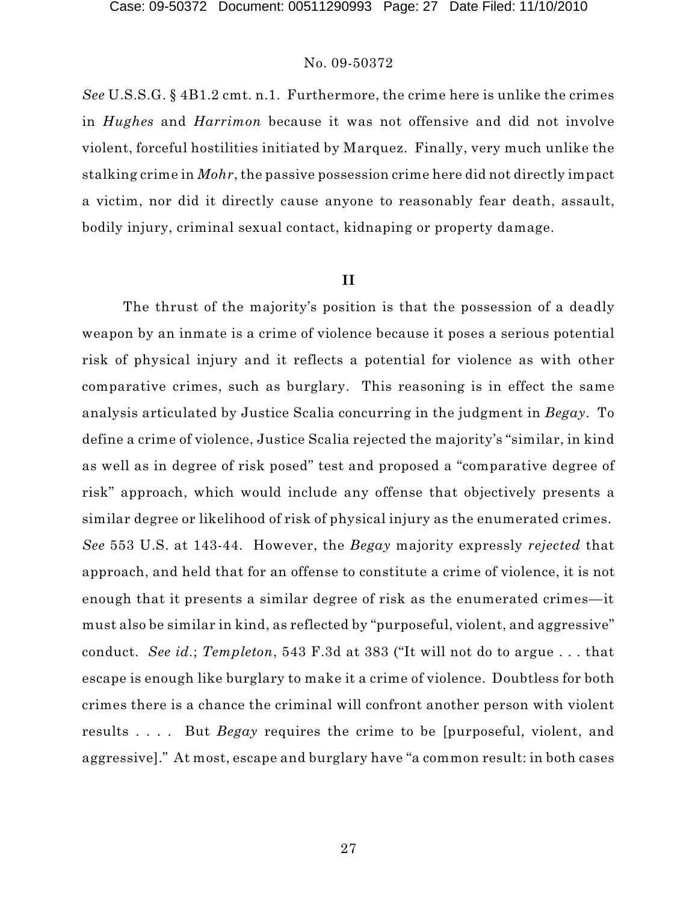*See* U.S.S.G. § 4B1.2 cmt. n.1. Furthermore, the crime here is unlike the crimes in *Hughes* and *Harrimon* because it was not offensive and did not involve violent, forceful hostilities initiated by Marquez. Finally, very much unlike the stalking crime in *Mohr*, the passive possession crime here did not directly impact a victim, nor did it directly cause anyone to reasonably fear death, assault, bodily injury, criminal sexual contact, kidnaping or property damage.

## II

The thrust of the majority's position is that the possession of a deadly weapon by an inmate is a crime of violence because it poses a serious potential risk of physical injury and it reflects a potential for violence as with other comparative crimes, such as burglary. This reasoning is in effect the same analysis articulated by Justice Scalia concurring in the judgment in *Begay*. To define a crime of violence, Justice Scalia rejected the majority's "similar, in kind as well as in degree of risk posed" test and proposed a "comparative degree of risk" approach, which would include any offense that objectively presents a similar degree or likelihood of risk of physical injury as the enumerated crimes. *See* 553 U.S. at 143-44. However, the *Begay* majority expressly *rejected* that approach, and held that for an offense to constitute a crime of violence, it is not enough that it presents a similar degree of risk as the enumerated crimes—it must also be similar in kind, as reflected by "purposeful, violent, and aggressive" conduct. *See id.*; *Templeton*, 543 F.3d at 383 ("It will not do to argue . . . that escape is enough like burglary to make it a crime of violence. Doubtless for both crimes there is a chance the criminal will confront another person with violent results . . . . But *Begay* requires the crime to be [purposeful, violent, and aggressive]." At most, escape and burglary have "a common result: in both cases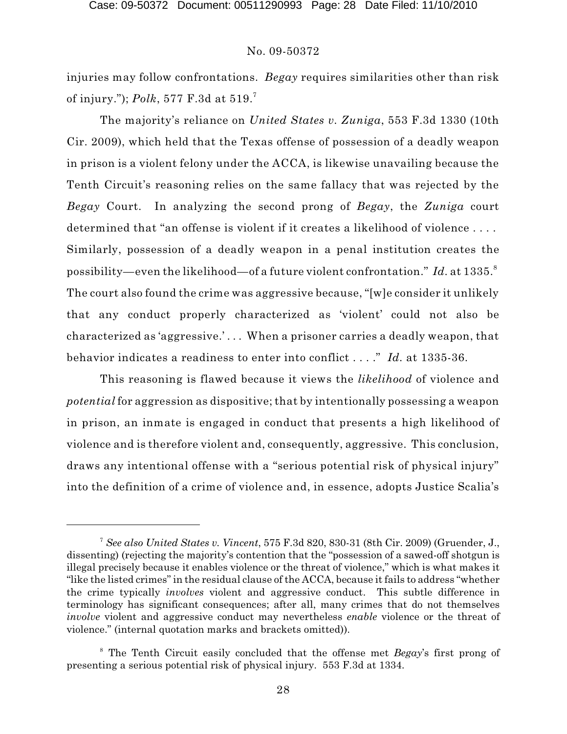injuries may follow confrontations. *Begay* requires similarities other than risk of injury."); *Polk*, 577 F.3d at 519.[7]

The majority's reliance on *United States v. Zuniga*, 553 F.3d 1330 (10th Cir. 2009), which held that the Texas offense of possession of a deadly weapon in prison is a violent felony under the ACCA, is likewise unavailing because the Tenth Circuit's reasoning relies on the same fallacy that was rejected by the *Begay* Court. In analyzing the second prong of *Begay*, the *Zuniga* court determined that "an offense is violent if it creates a likelihood of violence . . . . Similarly, possession of a deadly weapon in a penal institution creates the possibility—even the likelihood—of a future violent confrontation." *Id.* at 1335.[8] The court also found the crime was aggressive because, "[w]e consider it unlikely that any conduct properly characterized as 'violent' could not also be characterized as 'aggressive.' . . . When a prisoner carries a deadly weapon, that behavior indicates a readiness to enter into conflict . . . ." *Id.* at 1335-36.

This reasoning is flawed because it views the *likelihood* of violence and *potential* for aggression as dispositive; that by intentionally possessing a weapon in prison, an inmate is engaged in conduct that presents a high likelihood of violence and is therefore violent and, consequently, aggressive. This conclusion, draws any intentional offense with a "serious potential risk of physical injury" into the definition of a crime of violence and, in essence, adopts Justice Scalia's

---

[7] *See also United States v. Vincent*, 575 F.3d 820, 830-31 (8th Cir. 2009) (Gruender, J., dissenting) (rejecting the majority's contention that the "possession of a sawed-off shotgun is illegal precisely because it enables violence or the threat of violence," which is what makes it "like the listed crimes" in the residual clause of the ACCA, because it fails to address "whether the crime typically *involves* violent and aggressive conduct. This subtle difference in terminology has significant consequences; after all, many crimes that do not themselves *involve* violent and aggressive conduct may nevertheless *enable* violence or the threat of violence." (internal quotation marks and brackets omitted)).

[8] The Tenth Circuit easily concluded that the offense met *Begay*'s first prong of presenting a serious potential risk of physical injury. 553 F.3d at 1334.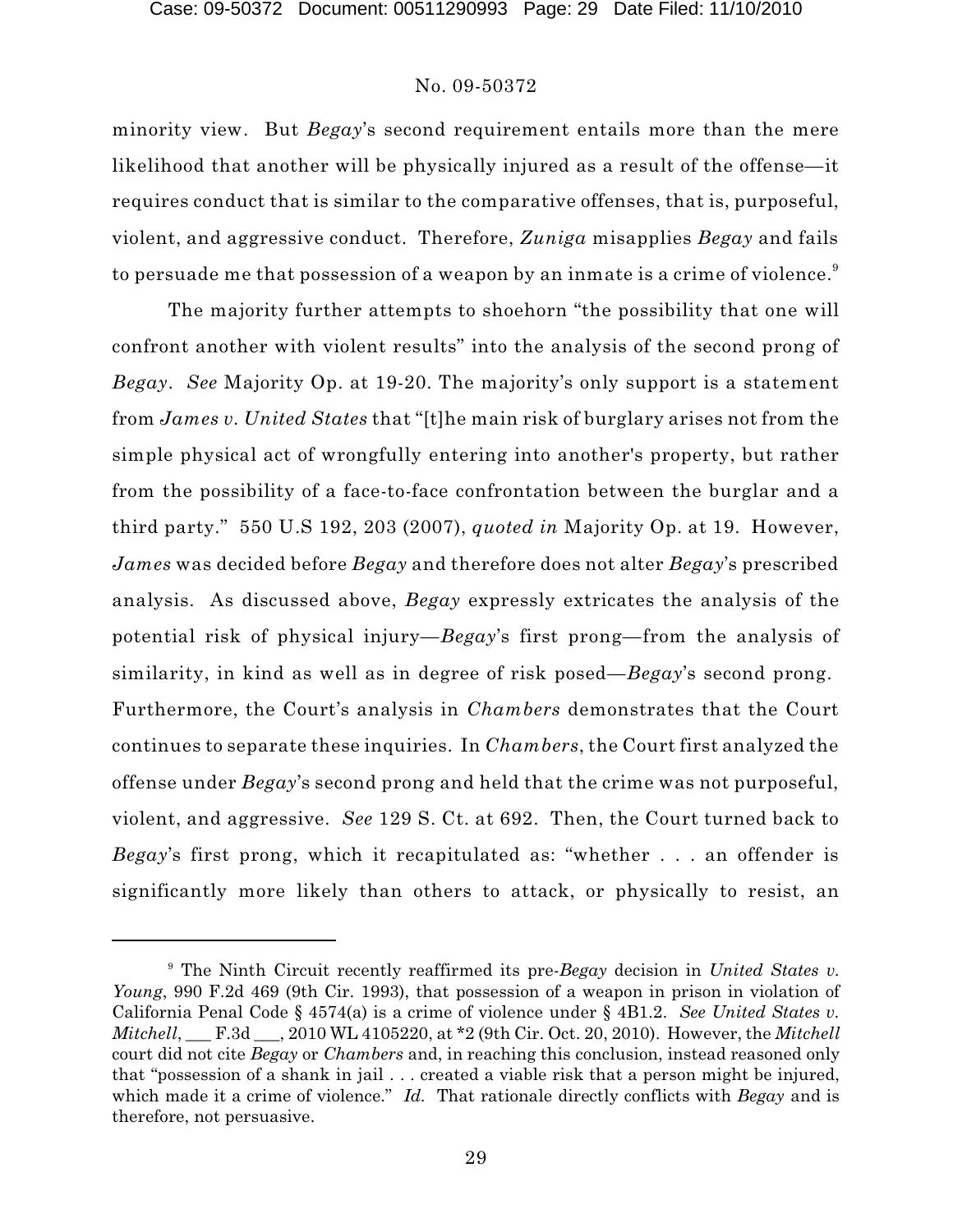minority view. But *Begay*'s second requirement entails more than the mere likelihood that another will be physically injured as a result of the offense—it requires conduct that is similar to the comparative offenses, that is, purposeful, violent, and aggressive conduct. Therefore, *Zuniga* misapplies *Begay* and fails to persuade me that possession of a weapon by an inmate is a crime of violence.[9]

The majority further attempts to shoehorn "the possibility that one will confront another with violent results" into the analysis of the second prong of *Begay*. *See* Majority Op. at 19-20. The majority's only support is a statement from *James v. United States* that "[t]he main risk of burglary arises not from the simple physical act of wrongfully entering into another's property, but rather from the possibility of a face-to-face confrontation between the burglar and a third party." 550 U.S 192, 203 (2007), *quoted in* Majority Op. at 19. However, *James* was decided before *Begay* and therefore does not alter *Begay*'s prescribed analysis. As discussed above, *Begay* expressly extricates the analysis of the potential risk of physical injury—*Begay*'s first prong—from the analysis of similarity, in kind as well as in degree of risk posed—*Begay*'s second prong. Furthermore, the Court's analysis in *Chambers* demonstrates that the Court continues to separate these inquiries. In *Chambers*, the Court first analyzed the offense under *Begay*'s second prong and held that the crime was not purposeful, violent, and aggressive. *See* 129 S. Ct. at 692. Then, the Court turned back to *Begay*'s first prong, which it recapitulated as: "whether . . . an offender is significantly more likely than others to attack, or physically to resist, an

---

[9] The Ninth Circuit recently reaffirmed its pre-*Begay* decision in *United States v. Young*, 990 F.2d 469 (9th Cir. 1993), that possession of a weapon in prison in violation of California Penal Code § 4574(a) is a crime of violence under § 4B1.2. *See United States v. Mitchell*, ___ F.3d ___, 2010 WL 4105220, at *2 (9th Cir. Oct. 20, 2010). However, the *Mitchell* court did not cite *Begay* or *Chambers* and, in reaching this conclusion, instead reasoned only that "possession of a shank in jail . . . created a viable risk that a person might be injured, which made it a crime of violence." *Id.* That rationale directly conflicts with *Begay* and is therefore, not persuasive.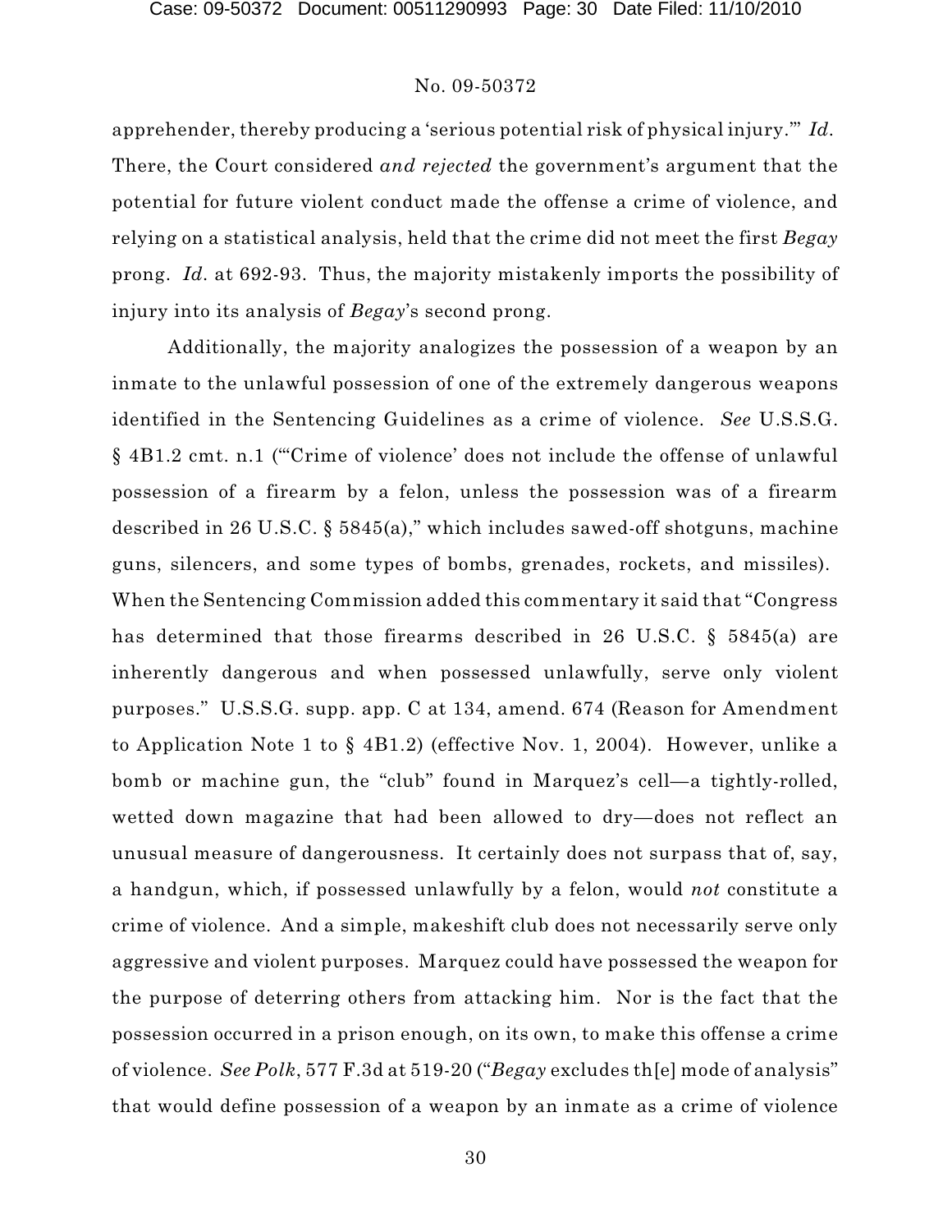apprehender, thereby producing a 'serious potential risk of physical injury.'" *Id.* There, the Court considered *and rejected* the government's argument that the potential for future violent conduct made the offense a crime of violence, and relying on a statistical analysis, held that the crime did not meet the first *Begay* prong. *Id.* at 692-93. Thus, the majority mistakenly imports the possibility of injury into its analysis of *Begay*'s second prong.

Additionally, the majority analogizes the possession of a weapon by an inmate to the unlawful possession of one of the extremely dangerous weapons identified in the Sentencing Guidelines as a crime of violence. *See* U.S.S.G. § 4B1.2 cmt. n.1 ("'Crime of violence' does not include the offense of unlawful possession of a firearm by a felon, unless the possession was of a firearm described in 26 U.S.C. § 5845(a)," which includes sawed-off shotguns, machine guns, silencers, and some types of bombs, grenades, rockets, and missiles). When the Sentencing Commission added this commentary it said that "Congress has determined that those firearms described in 26 U.S.C. § 5845(a) are inherently dangerous and when possessed unlawfully, serve only violent purposes." U.S.S.G. supp. app. C at 134, amend. 674 (Reason for Amendment to Application Note 1 to § 4B1.2) (effective Nov. 1, 2004). However, unlike a bomb or machine gun, the "club" found in Marquez's cell—a tightly-rolled, wetted down magazine that had been allowed to dry—does not reflect an unusual measure of dangerousness. It certainly does not surpass that of, say, a handgun, which, if possessed unlawfully by a felon, would *not* constitute a crime of violence. And a simple, makeshift club does not necessarily serve only aggressive and violent purposes. Marquez could have possessed the weapon for the purpose of deterring others from attacking him. Nor is the fact that the possession occurred in a prison enough, on its own, to make this offense a crime of violence. *See Polk*, 577 F.3d at 519-20 ("*Begay* excludes th[e] mode of analysis" that would define possession of a weapon by an inmate as a crime of violence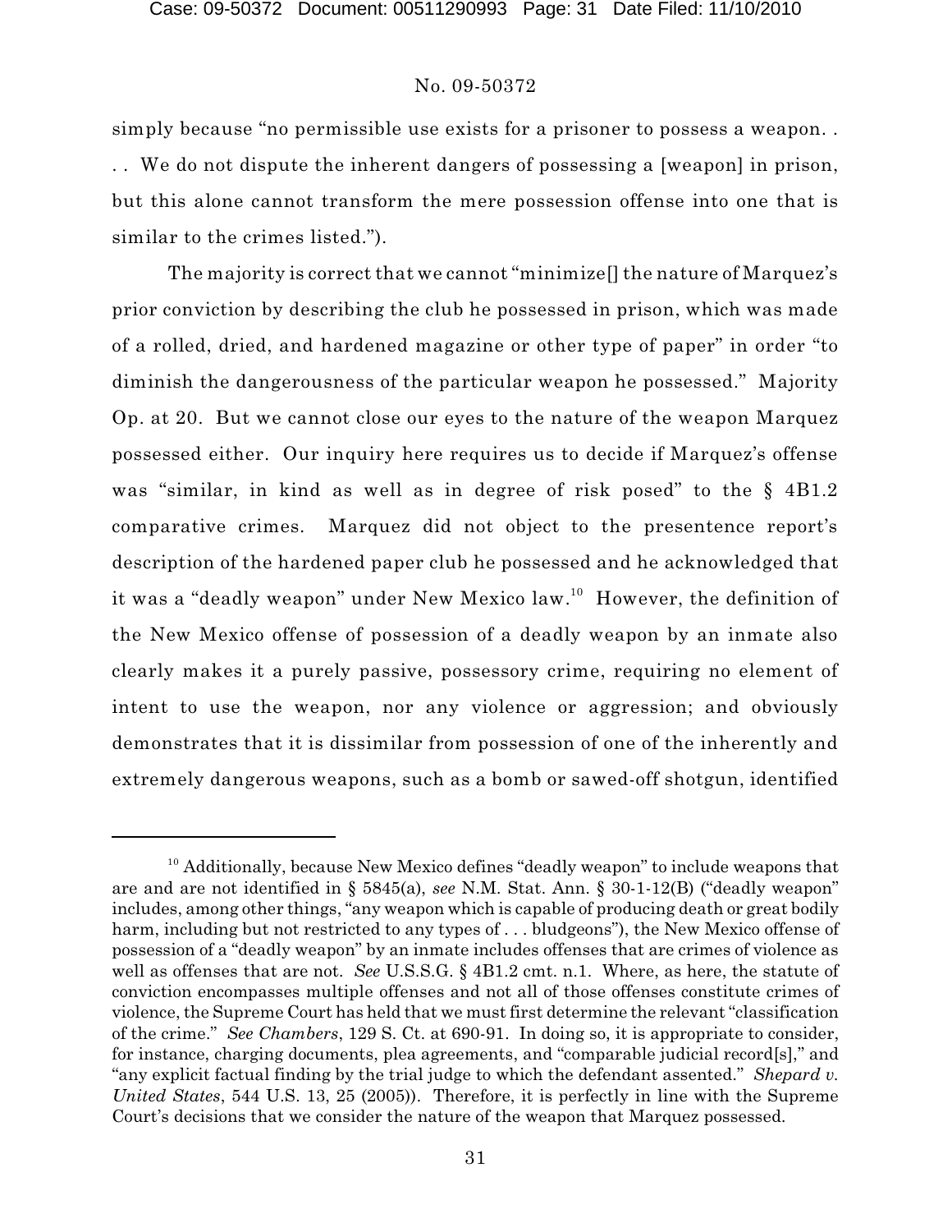simply because "no permissible use exists for a prisoner to possess a weapon. . . . We do not dispute the inherent dangers of possessing a [weapon] in prison, but this alone cannot transform the mere possession offense into one that is similar to the crimes listed.").

The majority is correct that we cannot "minimize[] the nature of Marquez's prior conviction by describing the club he possessed in prison, which was made of a rolled, dried, and hardened magazine or other type of paper" in order "to diminish the dangerousness of the particular weapon he possessed." Majority Op. at 20. But we cannot close our eyes to the nature of the weapon Marquez possessed either. Our inquiry here requires us to decide if Marquez's offense was "similar, in kind as well as in degree of risk posed" to the § 4B1.2 comparative crimes. Marquez did not object to the presentence report's description of the hardened paper club he possessed and he acknowledged that it was a "deadly weapon" under New Mexico law.[10] However, the definition of the New Mexico offense of possession of a deadly weapon by an inmate also clearly makes it a purely passive, possessory crime, requiring no element of intent to use the weapon, nor any violence or aggression; and obviously demonstrates that it is dissimilar from possession of one of the inherently and extremely dangerous weapons, such as a bomb or sawed-off shotgun, identified

[10] Additionally, because New Mexico defines "deadly weapon" to include weapons that are and are not identified in § 5845(a), *see* N.M. Stat. Ann. § 30-1-12(B) ("deadly weapon" includes, among other things, "any weapon which is capable of producing death or great bodily harm, including but not restricted to any types of . . . bludgeons"), the New Mexico offense of possession of a "deadly weapon" by an inmate includes offenses that are crimes of violence as well as offenses that are not. *See* U.S.S.G. § 4B1.2 cmt. n.1. Where, as here, the statute of conviction encompasses multiple offenses and not all of those offenses constitute crimes of violence, the Supreme Court has held that we must first determine the relevant "classification of the crime." *See Chambers*, 129 S. Ct. at 690-91. In doing so, it is appropriate to consider, for instance, charging documents, plea agreements, and "comparable judicial record[s]," and "any explicit factual finding by the trial judge to which the defendant assented." *Shepard v. United States*, 544 U.S. 13, 25 (2005)). Therefore, it is perfectly in line with the Supreme Court's decisions that we consider the nature of the weapon that Marquez possessed.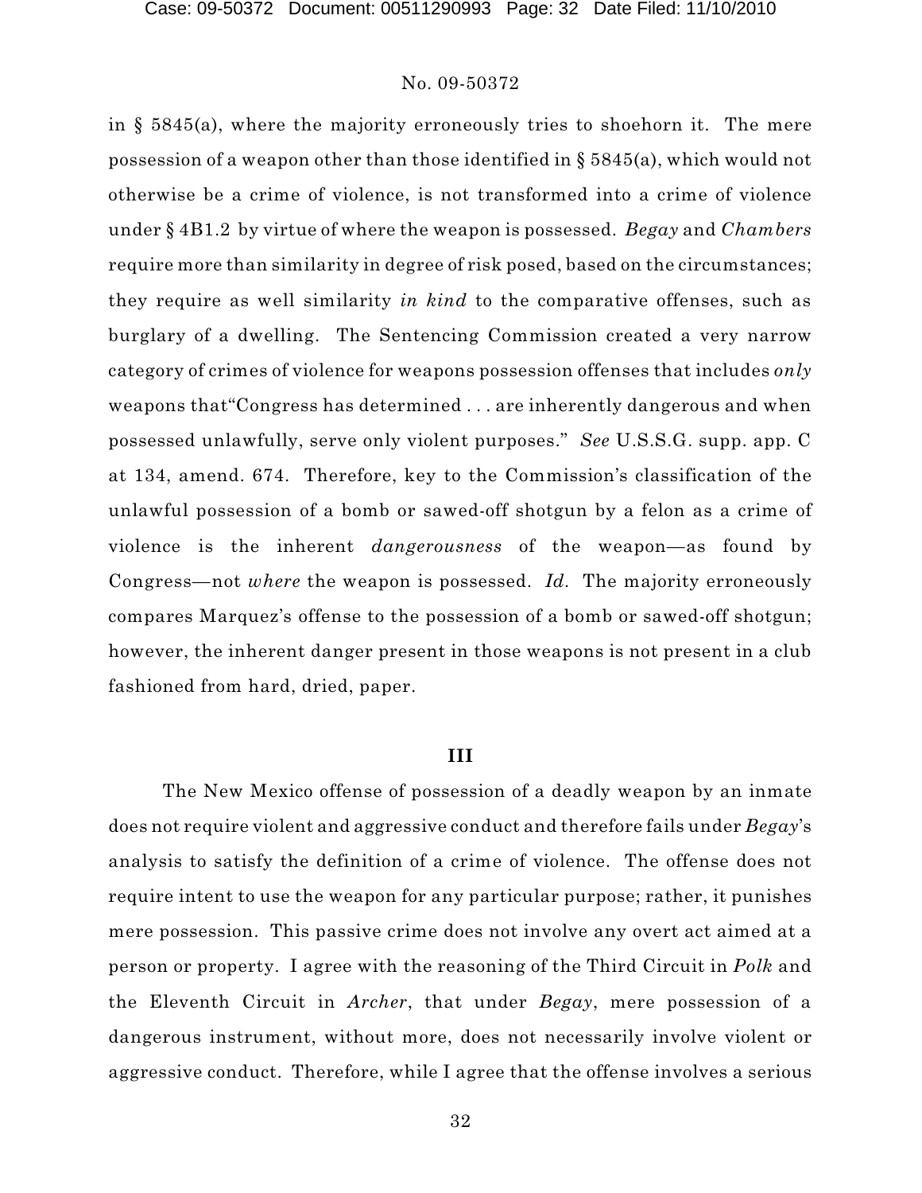in § 5845(a), where the majority erroneously tries to shoehorn it. The mere possession of a weapon other than those identified in § 5845(a), which would not otherwise be a crime of violence, is not transformed into a crime of violence under § 4B1.2 by virtue of where the weapon is possessed. *Begay* and *Chambers* require more than similarity in degree of risk posed, based on the circumstances; they require as well similarity *in kind* to the comparative offenses, such as burglary of a dwelling. The Sentencing Commission created a very narrow category of crimes of violence for weapons possession offenses that includes *only* weapons that"Congress has determined . . . are inherently dangerous and when possessed unlawfully, serve only violent purposes." *See* U.S.S.G. supp. app. C at 134, amend. 674. Therefore, key to the Commission's classification of the unlawful possession of a bomb or sawed-off shotgun by a felon as a crime of violence is the inherent *dangerousness* of the weapon—as found by Congress—not *where* the weapon is possessed. *Id*. The majority erroneously compares Marquez's offense to the possession of a bomb or sawed-off shotgun; however, the inherent danger present in those weapons is not present in a club fashioned from hard, dried, paper.

## III

The New Mexico offense of possession of a deadly weapon by an inmate does not require violent and aggressive conduct and therefore fails under *Begay*'s analysis to satisfy the definition of a crime of violence. The offense does not require intent to use the weapon for any particular purpose; rather, it punishes mere possession. This passive crime does not involve any overt act aimed at a person or property. I agree with the reasoning of the Third Circuit in *Polk* and the Eleventh Circuit in *Archer*, that under *Begay*, mere possession of a dangerous instrument, without more, does not necessarily involve violent or aggressive conduct. Therefore, while I agree that the offense involves a serious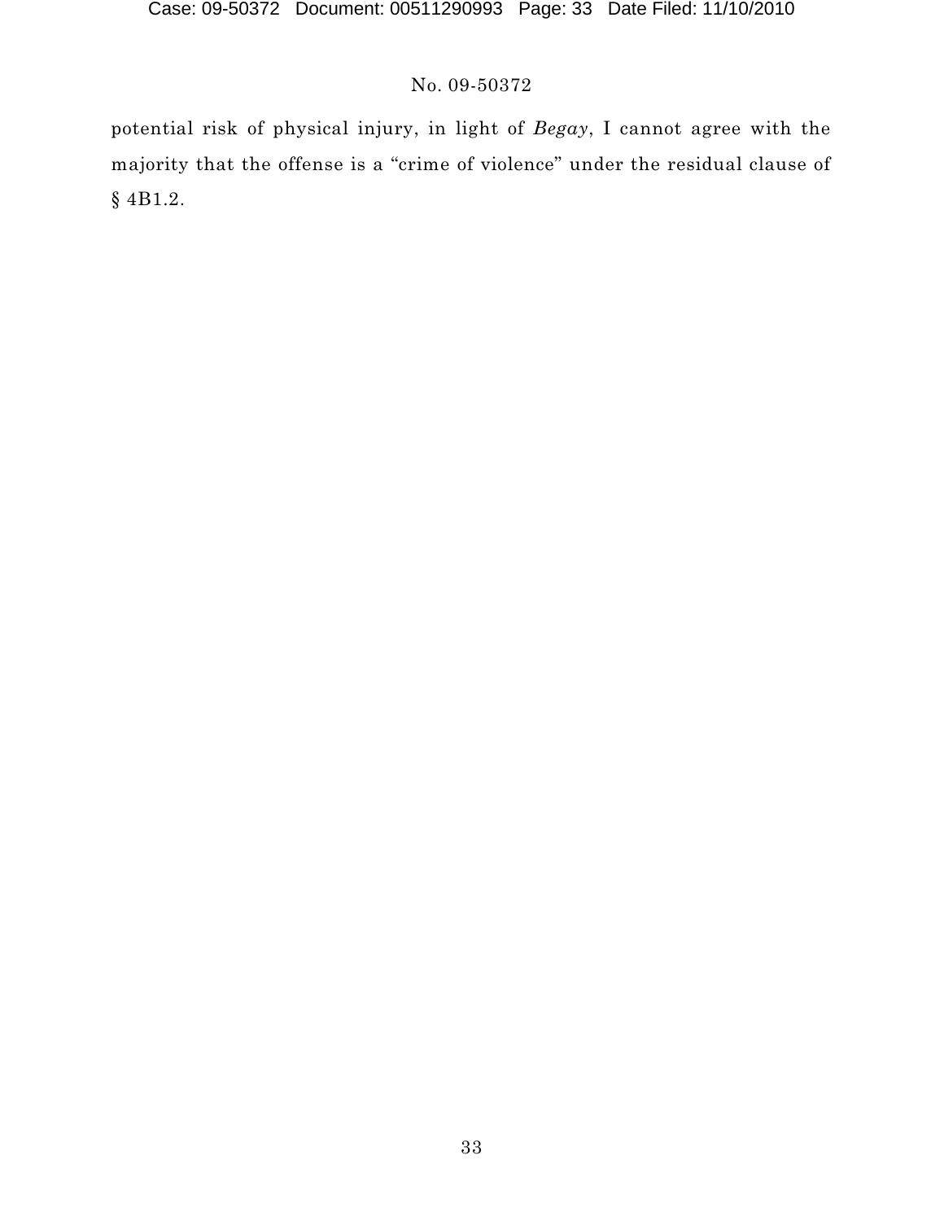potential risk of physical injury, in light of *Begay*, I cannot agree with the majority that the offense is a "crime of violence" under the residual clause of § 4B1.2.